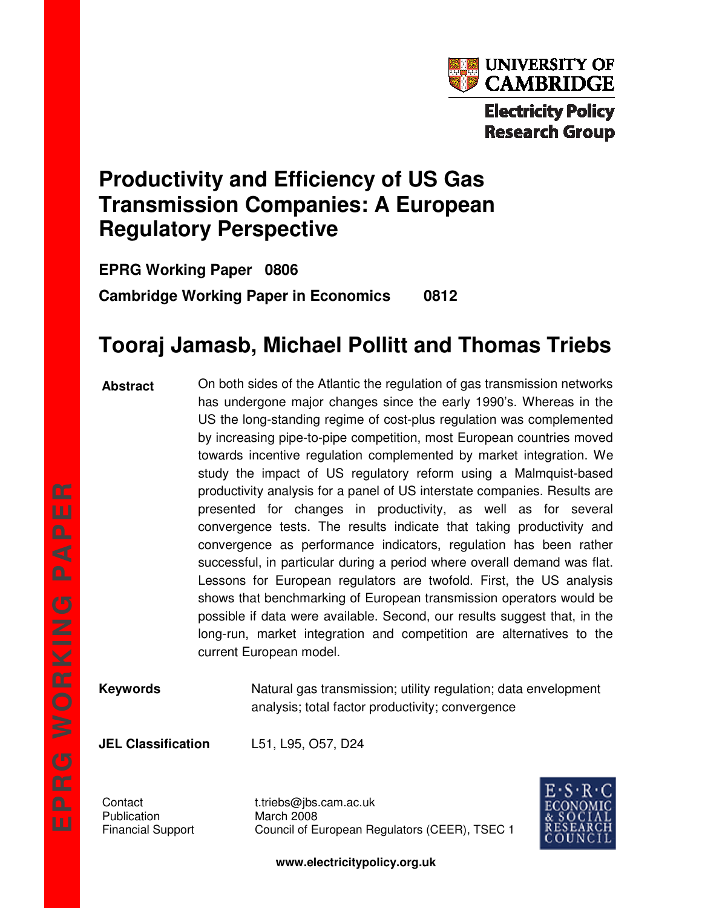UNIVERSITY OF CAMBRIDGE

Electricity Policy Research Group

# Productivity and Efficiency of US Gas Transmission Companies: A European Regulatory Perspective

**EPRG Working Paper 0806**

**Cambridge Working Paper in Economics 0812**

## Tooraj Jamasb, Michael Pollitt and Thomas Triebs

**Abstract**

On both sides of the Atlantic the regulation of gas transmission networks has undergone major changes since the early 1990's. Whereas in the US the long-standing regime of cost-plus regulation was complemented by increasing pipe-to-pipe competition, most European countries moved towards incentive regulation complemented by market integration. We study the impact of US regulatory reform using a Malmquist-based productivity analysis for a panel of US interstate companies. Results are presented for changes in productivity, as well as for several convergence tests. The results indicate that taking productivity and convergence as performance indicators, regulation has been rather successful, in particular during a period where overall demand was flat. Lessons for European regulators are twofold. First, the US analysis shows that benchmarking of European transmission operators would be possible if data were available. Second, our results suggest that, in the long-run, market integration and competition are alternatives to the current European model.

**Keywords** Natural gas transmission; utility regulation; data envelopment analysis; total factor productivity; convergence

**JEL Classification** L51, L95, O57, D24

Contact: t.triebs@jbs.cam.ac.uk

Publication: March 2008

Financial Support: Council of European Regulators (CEER), TSEC 1

www.electricitypolicy.org.uk

EPRG WORKING PAPER

ESRC ECONOMIC & SOCIAL RESEARCH COUNCIL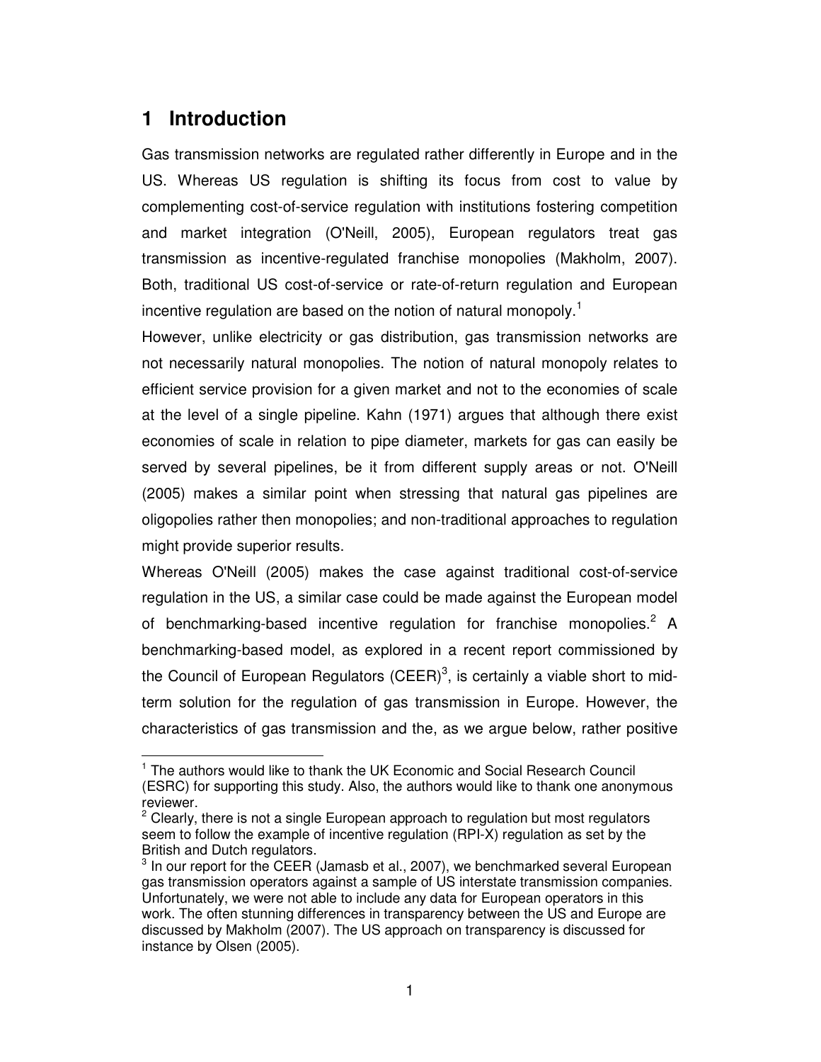# 1 Introduction

Gas transmission networks are regulated rather differently in Europe and in the US. Whereas US regulation is shifting its focus from cost to value by complementing cost-of-service regulation with institutions fostering competition and market integration (O'Neill, 2005), European regulators treat gas transmission as incentive-regulated franchise monopolies (Makholm, 2007). Both, traditional US cost-of-service or rate-of-return regulation and European incentive regulation are based on the notion of natural monopoly.[1]

However, unlike electricity or gas distribution, gas transmission networks are not necessarily natural monopolies. The notion of natural monopoly relates to efficient service provision for a given market and not to the economies of scale at the level of a single pipeline. Kahn (1971) argues that although there exist economies of scale in relation to pipe diameter, markets for gas can easily be served by several pipelines, be it from different supply areas or not. O'Neill (2005) makes a similar point when stressing that natural gas pipelines are oligopolies rather then monopolies; and non-traditional approaches to regulation might provide superior results.

Whereas O'Neill (2005) makes the case against traditional cost-of-service regulation in the US, a similar case could be made against the European model of benchmarking-based incentive regulation for franchise monopolies.[2] A benchmarking-based model, as explored in a recent report commissioned by the Council of European Regulators (CEER)[3], is certainly a viable short to mid-term solution for the regulation of gas transmission in Europe. However, the characteristics of gas transmission and the, as we argue below, rather positive

---

[1] The authors would like to thank the UK Economic and Social Research Council (ESRC) for supporting this study. Also, the authors would like to thank one anonymous reviewer.

[2] Clearly, there is not a single European approach to regulation but most regulators seem to follow the example of incentive regulation (RPI-X) regulation as set by the British and Dutch regulators.

[3] In our report for the CEER (Jamasb et al., 2007), we benchmarked several European gas transmission operators against a sample of US interstate transmission companies. Unfortunately, we were not able to include any data for European operators in this work. The often stunning differences in transparency between the US and Europe are discussed by Makholm (2007). The US approach on transparency is discussed for instance by Olsen (2005).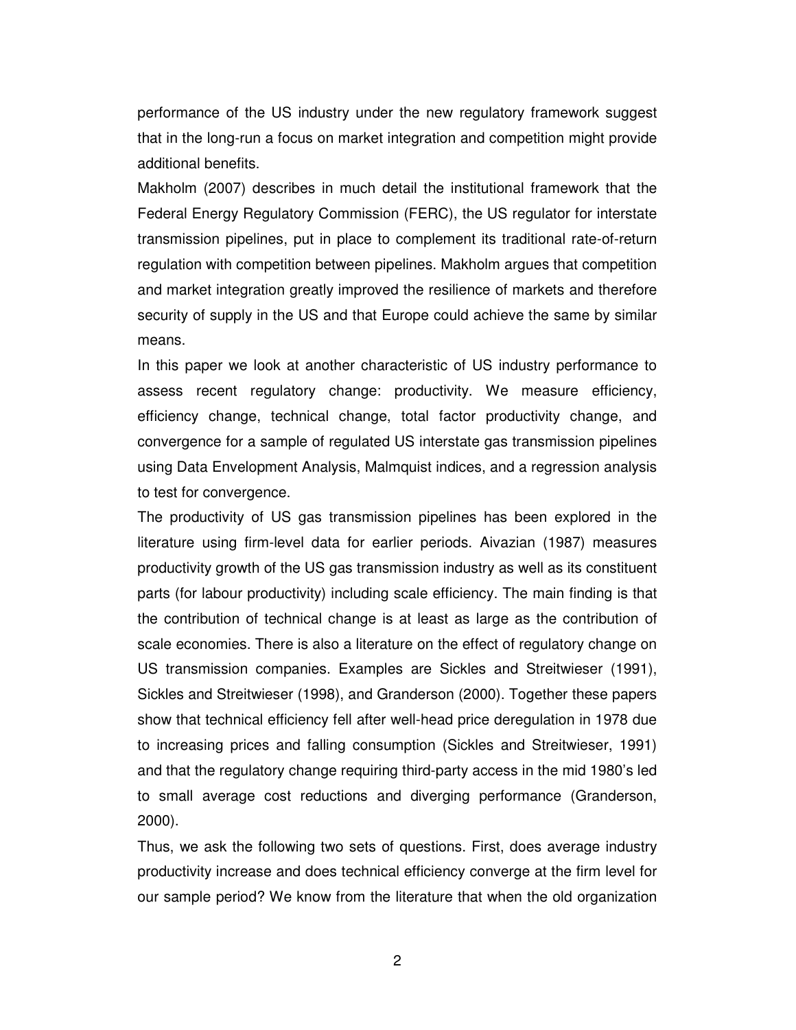performance of the US industry under the new regulatory framework suggest that in the long-run a focus on market integration and competition might provide additional benefits.

Makholm (2007) describes in much detail the institutional framework that the Federal Energy Regulatory Commission (FERC), the US regulator for interstate transmission pipelines, put in place to complement its traditional rate-of-return regulation with competition between pipelines. Makholm argues that competition and market integration greatly improved the resilience of markets and therefore security of supply in the US and that Europe could achieve the same by similar means.

In this paper we look at another characteristic of US industry performance to assess recent regulatory change: productivity. We measure efficiency, efficiency change, technical change, total factor productivity change, and convergence for a sample of regulated US interstate gas transmission pipelines using Data Envelopment Analysis, Malmquist indices, and a regression analysis to test for convergence.

The productivity of US gas transmission pipelines has been explored in the literature using firm-level data for earlier periods. Aivazian (1987) measures productivity growth of the US gas transmission industry as well as its constituent parts (for labour productivity) including scale efficiency. The main finding is that the contribution of technical change is at least as large as the contribution of scale economies. There is also a literature on the effect of regulatory change on US transmission companies. Examples are Sickles and Streitwieser (1991), Sickles and Streitwieser (1998), and Granderson (2000). Together these papers show that technical efficiency fell after well-head price deregulation in 1978 due to increasing prices and falling consumption (Sickles and Streitwieser, 1991) and that the regulatory change requiring third-party access in the mid 1980's led to small average cost reductions and diverging performance (Granderson, 2000).

Thus, we ask the following two sets of questions. First, does average industry productivity increase and does technical efficiency converge at the firm level for our sample period? We know from the literature that when the old organization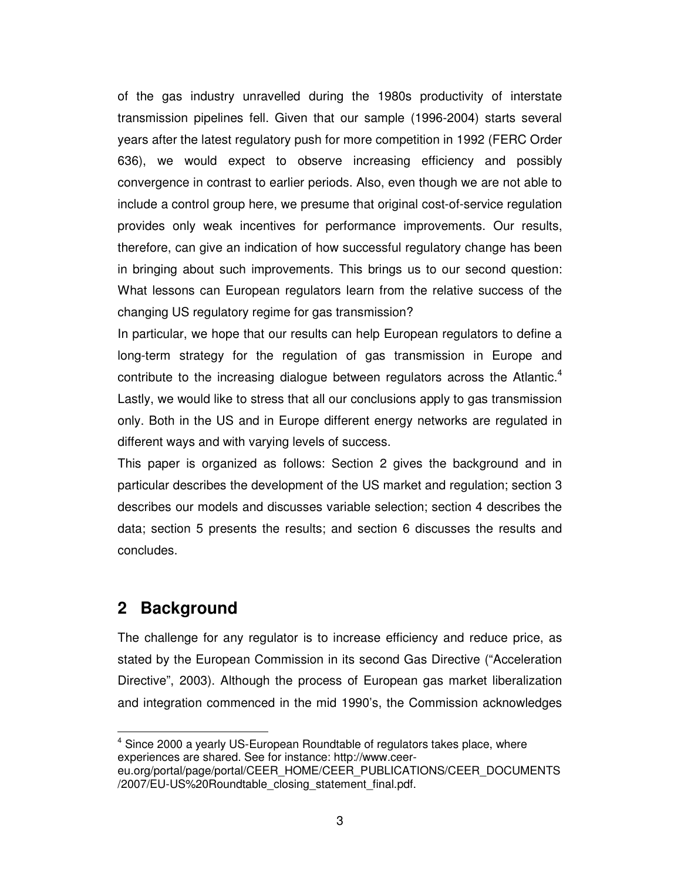of the gas industry unravelled during the 1980s productivity of interstate transmission pipelines fell. Given that our sample (1996-2004) starts several years after the latest regulatory push for more competition in 1992 (FERC Order 636), we would expect to observe increasing efficiency and possibly convergence in contrast to earlier periods. Also, even though we are not able to include a control group here, we presume that original cost-of-service regulation provides only weak incentives for performance improvements. Our results, therefore, can give an indication of how successful regulatory change has been in bringing about such improvements. This brings us to our second question: What lessons can European regulators learn from the relative success of the changing US regulatory regime for gas transmission?

In particular, we hope that our results can help European regulators to define a long-term strategy for the regulation of gas transmission in Europe and contribute to the increasing dialogue between regulators across the Atlantic.[4]

Lastly, we would like to stress that all our conclusions apply to gas transmission only. Both in the US and in Europe different energy networks are regulated in different ways and with varying levels of success.

This paper is organized as follows: Section 2 gives the background and in particular describes the development of the US market and regulation; section 3 describes our models and discusses variable selection; section 4 describes the data; section 5 presents the results; and section 6 discusses the results and concludes.

## 2 Background

The challenge for any regulator is to increase efficiency and reduce price, as stated by the European Commission in its second Gas Directive ("Acceleration Directive", 2003). Although the process of European gas market liberalization and integration commenced in the mid 1990's, the Commission acknowledges

---

[4] Since 2000 a yearly US-European Roundtable of regulators takes place, where experiences are shared. See for instance: http://www.ceer-eu.org/portal/page/portal/CEER_HOME/CEER_PUBLICATIONS/CEER_DOCUMENTS/2007/EU-US%20Roundtable_closing_statement_final.pdf.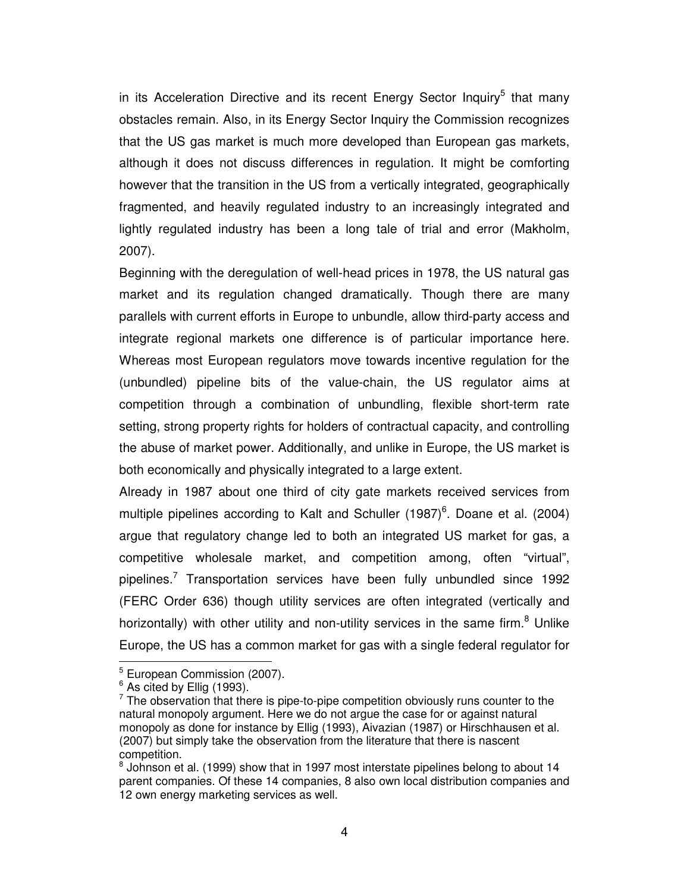in its Acceleration Directive and its recent Energy Sector Inquiry[5] that many obstacles remain. Also, in its Energy Sector Inquiry the Commission recognizes that the US gas market is much more developed than European gas markets, although it does not discuss differences in regulation. It might be comforting however that the transition in the US from a vertically integrated, geographically fragmented, and heavily regulated industry to an increasingly integrated and lightly regulated industry has been a long tale of trial and error (Makholm, 2007).

Beginning with the deregulation of well-head prices in 1978, the US natural gas market and its regulation changed dramatically. Though there are many parallels with current efforts in Europe to unbundle, allow third-party access and integrate regional markets one difference is of particular importance here. Whereas most European regulators move towards incentive regulation for the (unbundled) pipeline bits of the value-chain, the US regulator aims at competition through a combination of unbundling, flexible short-term rate setting, strong property rights for holders of contractual capacity, and controlling the abuse of market power. Additionally, and unlike in Europe, the US market is both economically and physically integrated to a large extent.

Already in 1987 about one third of city gate markets received services from multiple pipelines according to Kalt and Schuller (1987)[6]. Doane et al. (2004) argue that regulatory change led to both an integrated US market for gas, a competitive wholesale market, and competition among, often "virtual", pipelines.[7] Transportation services have been fully unbundled since 1992 (FERC Order 636) though utility services are often integrated (vertically and horizontally) with other utility and non-utility services in the same firm.[8] Unlike Europe, the US has a common market for gas with a single federal regulator for

[5] European Commission (2007).

[6] As cited by Ellig (1993).

[7] The observation that there is pipe-to-pipe competition obviously runs counter to the natural monopoly argument. Here we do not argue the case for or against natural monopoly as done for instance by Ellig (1993), Aivazian (1987) or Hirschhausen et al. (2007) but simply take the observation from the literature that there is nascent competition.

[8] Johnson et al. (1999) show that in 1997 most interstate pipelines belong to about 14 parent companies. Of these 14 companies, 8 also own local distribution companies and 12 own energy marketing services as well.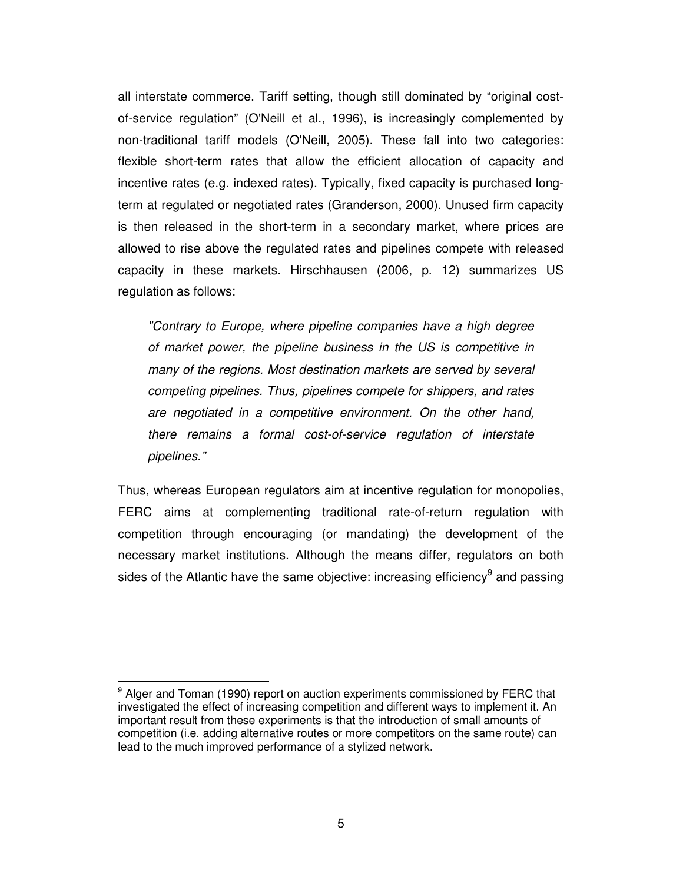all interstate commerce. Tariff setting, though still dominated by "original cost-of-service regulation" (O'Neill et al., 1996), is increasingly complemented by non-traditional tariff models (O'Neill, 2005). These fall into two categories: flexible short-term rates that allow the efficient allocation of capacity and incentive rates (e.g. indexed rates). Typically, fixed capacity is purchased long-term at regulated or negotiated rates (Granderson, 2000). Unused firm capacity is then released in the short-term in a secondary market, where prices are allowed to rise above the regulated rates and pipelines compete with released capacity in these markets. Hirschhausen (2006, p. 12) summarizes US regulation as follows:

> *"Contrary to Europe, where pipeline companies have a high degree of market power, the pipeline business in the US is competitive in many of the regions. Most destination markets are served by several competing pipelines. Thus, pipelines compete for shippers, and rates are negotiated in a competitive environment. On the other hand, there remains a formal cost-of-service regulation of interstate pipelines."*

Thus, whereas European regulators aim at incentive regulation for monopolies, FERC aims at complementing traditional rate-of-return regulation with competition through encouraging (or mandating) the development of the necessary market institutions. Although the means differ, regulators on both sides of the Atlantic have the same objective: increasing efficiency[9] and passing

---

[9] Alger and Toman (1990) report on auction experiments commissioned by FERC that investigated the effect of increasing competition and different ways to implement it. An important result from these experiments is that the introduction of small amounts of competition (i.e. adding alternative routes or more competitors on the same route) can lead to the much improved performance of a stylized network.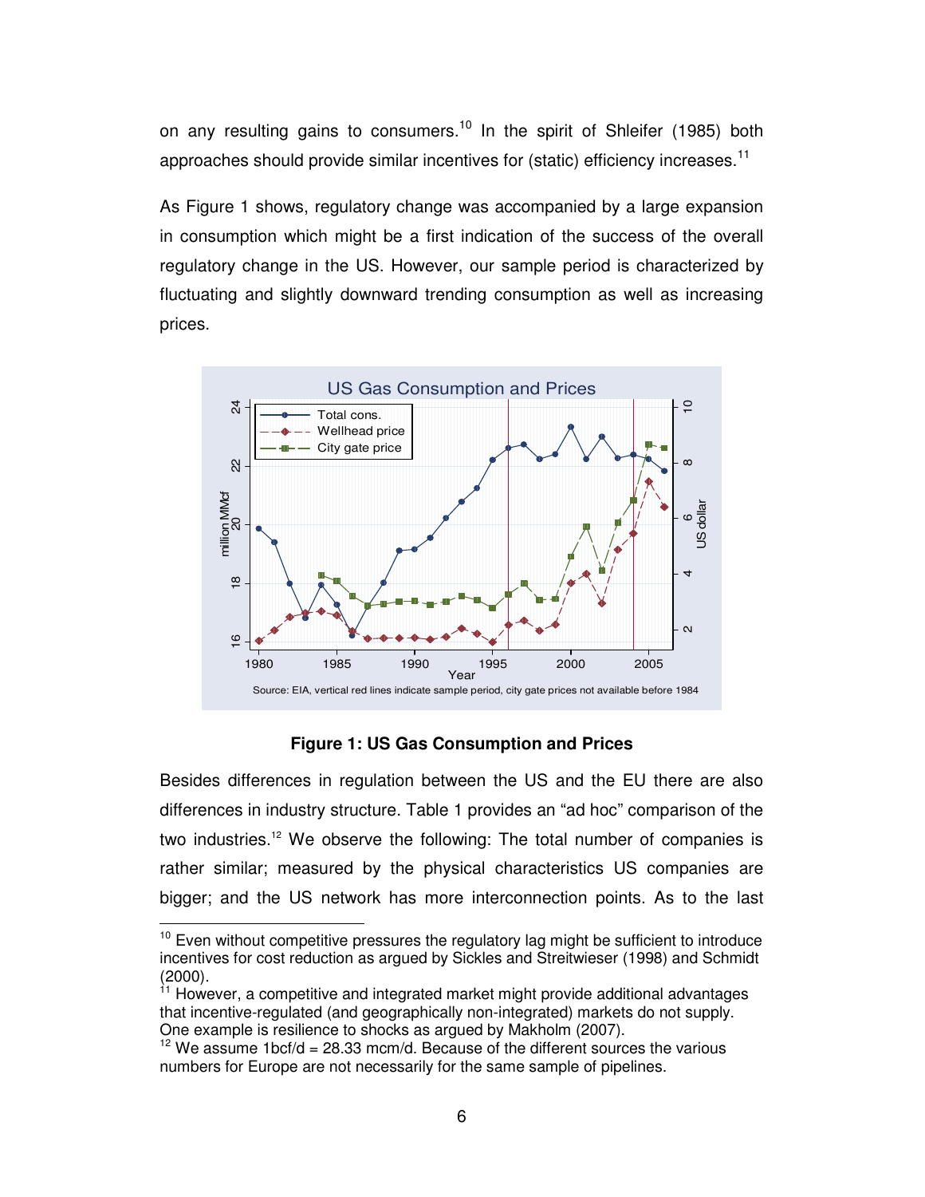on any resulting gains to consumers.[10] In the spirit of Shleifer (1985) both approaches should provide similar incentives for (static) efficiency increases.[11]

As Figure 1 shows, regulatory change was accompanied by a large expansion in consumption which might be a first indication of the success of the overall regulatory change in the US. However, our sample period is characterized by fluctuating and slightly downward trending consumption as well as increasing prices.

**Figure 1: US Gas Consumption and Prices**

Besides differences in regulation between the US and the EU there are also differences in industry structure. Table 1 provides an "ad hoc" comparison of the two industries.[12] We observe the following: The total number of companies is rather similar; measured by the physical characteristics US companies are bigger; and the US network has more interconnection points. As to the last

---

[10] Even without competitive pressures the regulatory lag might be sufficient to introduce incentives for cost reduction as argued by Sickles and Streitwieser (1998) and Schmidt (2000).

[11] However, a competitive and integrated market might provide additional advantages that incentive-regulated (and geographically non-integrated) markets do not supply. One example is resilience to shocks as argued by Makholm (2007).

[12] We assume 1bcf/d = 28.33 mcm/d. Because of the different sources the various numbers for Europe are not necessarily for the same sample of pipelines.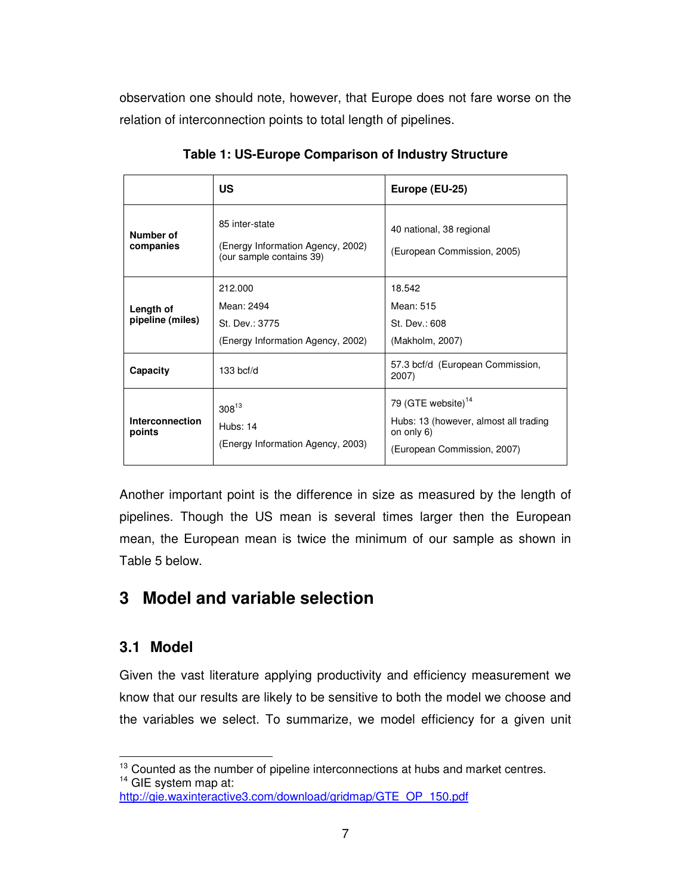observation one should note, however, that Europe does not fare worse on the relation of interconnection points to total length of pipelines.

**Table 1: US-Europe Comparison of Industry Structure**

| | **US** | **Europe (EU-25)** |
|---|---|---|
| **Number of companies** | 85 inter-state<br><br>(Energy Information Agency, 2002) (our sample contains 39) | 40 national, 38 regional<br><br>(European Commission, 2005) |
| **Length of pipeline (miles)** | 212.000<br>Mean: 2494<br>St. Dev.: 3775<br>(Energy Information Agency, 2002) | 18.542<br>Mean: 515<br>St. Dev.: 608<br>(Makholm, 2007) |
| **Capacity** | 133 bcf/d | 57.3 bcf/d (European Commission, 2007) |
| **Interconnection points** | 308[13]<br>Hubs: 14<br>(Energy Information Agency, 2003) | 79 (GTE website)[14]<br>Hubs: 13 (however, almost all trading on only 6)<br>(European Commission, 2007) |

Another important point is the difference in size as measured by the length of pipelines. Though the US mean is several times larger then the European mean, the European mean is twice the minimum of our sample as shown in Table 5 below.

# 3 Model and variable selection

## 3.1 Model

Given the vast literature applying productivity and efficiency measurement we know that our results are likely to be sensitive to both the model we choose and the variables we select. To summarize, we model efficiency for a given unit

[13] Counted as the number of pipeline interconnections at hubs and market centres.

[14] GIE system map at: http://gie.waxinteractive3.com/download/gridmap/GTE_OP_150.pdf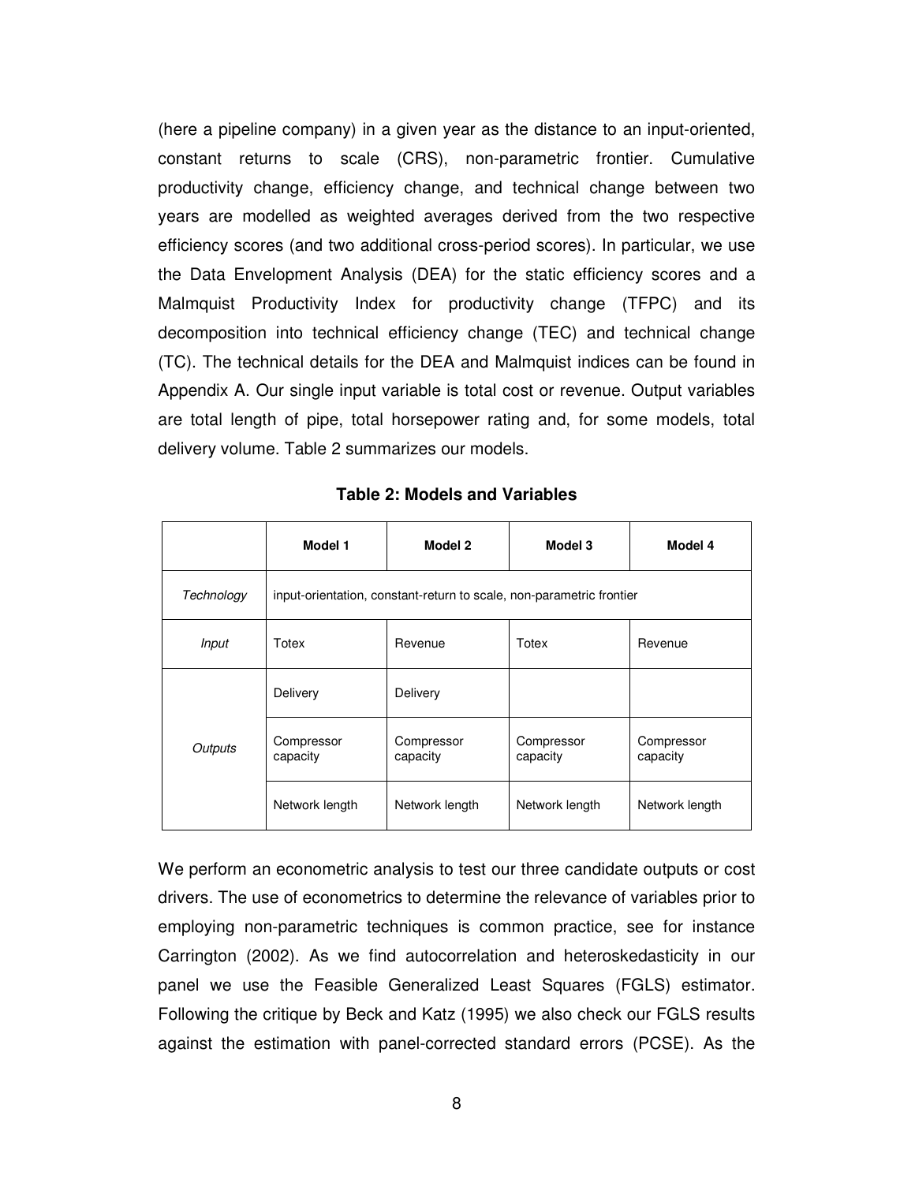(here a pipeline company) in a given year as the distance to an input-oriented, constant returns to scale (CRS), non-parametric frontier. Cumulative productivity change, efficiency change, and technical change between two years are modelled as weighted averages derived from the two respective efficiency scores (and two additional cross-period scores). In particular, we use the Data Envelopment Analysis (DEA) for the static efficiency scores and a Malmquist Productivity Index for productivity change (TFPC) and its decomposition into technical efficiency change (TEC) and technical change (TC). The technical details for the DEA and Malmquist indices can be found in Appendix A. Our single input variable is total cost or revenue. Output variables are total length of pipe, total horsepower rating and, for some models, total delivery volume. Table 2 summarizes our models.

**Table 2: Models and Variables**

| | **Model 1** | **Model 2** | **Model 3** | **Model 4** |
|---|---|---|---|---|
| *Technology* | input-orientation, constant-return to scale, non-parametric frontier | | | |
| *Input* | Totex | Revenue | Totex | Revenue |
| *Outputs* | Delivery | Delivery | | |
| | Compressor capacity | Compressor capacity | Compressor capacity | Compressor capacity |
| | Network length | Network length | Network length | Network length |

We perform an econometric analysis to test our three candidate outputs or cost drivers. The use of econometrics to determine the relevance of variables prior to employing non-parametric techniques is common practice, see for instance Carrington (2002). As we find autocorrelation and heteroskedasticity in our panel we use the Feasible Generalized Least Squares (FGLS) estimator. Following the critique by Beck and Katz (1995) we also check our FGLS results against the estimation with panel-corrected standard errors (PCSE). As the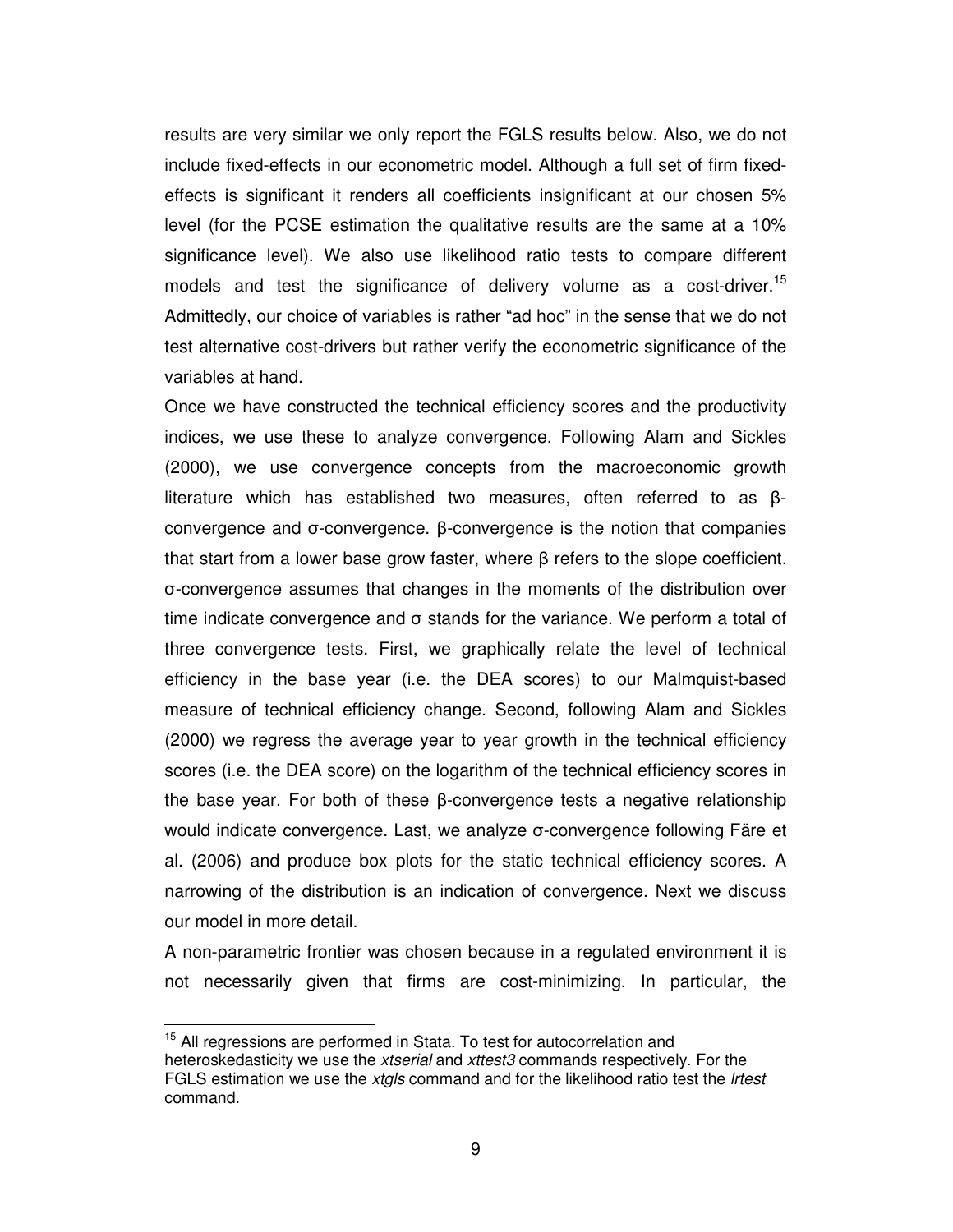results are very similar we only report the FGLS results below. Also, we do not include fixed-effects in our econometric model. Although a full set of firm fixed-effects is significant it renders all coefficients insignificant at our chosen 5% level (for the PCSE estimation the qualitative results are the same at a 10% significance level). We also use likelihood ratio tests to compare different models and test the significance of delivery volume as a cost-driver.[15] Admittedly, our choice of variables is rather "ad hoc" in the sense that we do not test alternative cost-drivers but rather verify the econometric significance of the variables at hand.

Once we have constructed the technical efficiency scores and the productivity indices, we use these to analyze convergence. Following Alam and Sickles (2000), we use convergence concepts from the macroeconomic growth literature which has established two measures, often referred to as $\beta$-convergence and $\sigma$-convergence. $\beta$-convergence is the notion that companies that start from a lower base grow faster, where $\beta$ refers to the slope coefficient. $\sigma$-convergence assumes that changes in the moments of the distribution over time indicate convergence and $\sigma$ stands for the variance. We perform a total of three convergence tests. First, we graphically relate the level of technical efficiency in the base year (i.e. the DEA scores) to our Malmquist-based measure of technical efficiency change. Second, following Alam and Sickles (2000) we regress the average year to year growth in the technical efficiency scores (i.e. the DEA score) on the logarithm of the technical efficiency scores in the base year. For both of these $\beta$-convergence tests a negative relationship would indicate convergence. Last, we analyze $\sigma$-convergence following Färe et al. (2006) and produce box plots for the static technical efficiency scores. A narrowing of the distribution is an indication of convergence. Next we discuss our model in more detail.

A non-parametric frontier was chosen because in a regulated environment it is not necessarily given that firms are cost-minimizing. In particular, the

[15] All regressions are performed in Stata. To test for autocorrelation and heteroskedasticity we use the *xtserial* and *xttest3* commands respectively. For the FGLS estimation we use the *xtgls* command and for the likelihood ratio test the *lrtest* command.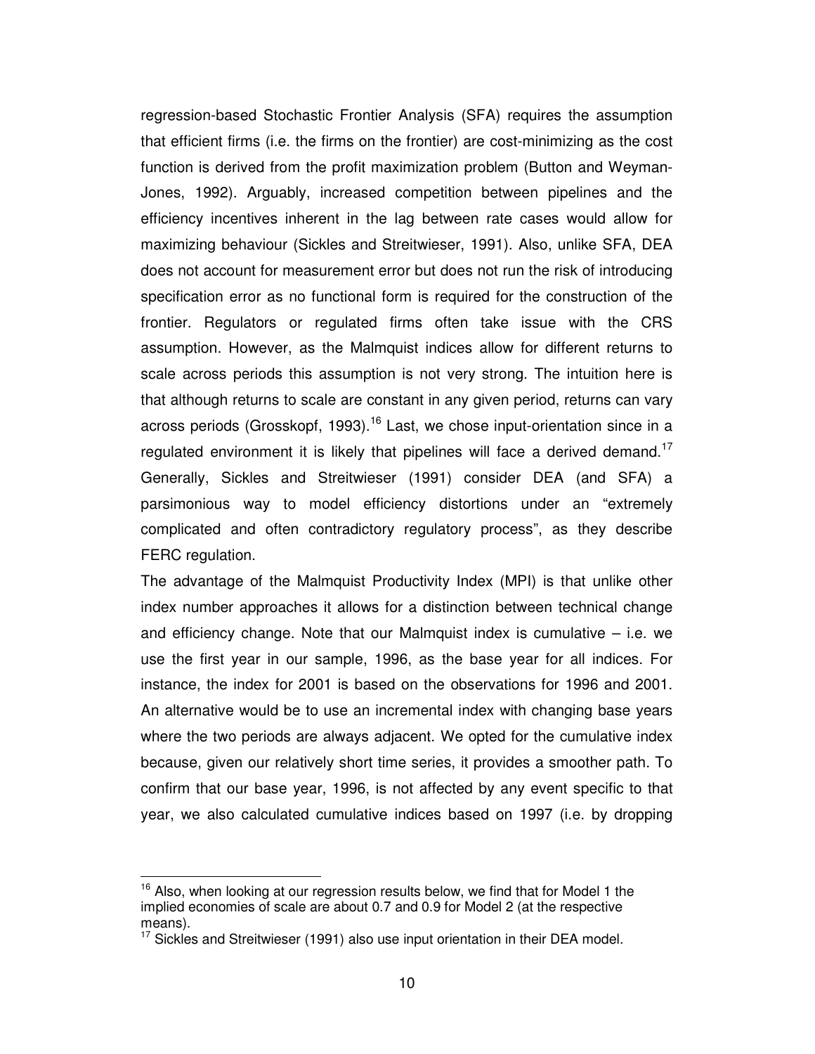regression-based Stochastic Frontier Analysis (SFA) requires the assumption that efficient firms (i.e. the firms on the frontier) are cost-minimizing as the cost function is derived from the profit maximization problem (Button and Weyman-Jones, 1992). Arguably, increased competition between pipelines and the efficiency incentives inherent in the lag between rate cases would allow for maximizing behaviour (Sickles and Streitwieser, 1991). Also, unlike SFA, DEA does not account for measurement error but does not run the risk of introducing specification error as no functional form is required for the construction of the frontier. Regulators or regulated firms often take issue with the CRS assumption. However, as the Malmquist indices allow for different returns to scale across periods this assumption is not very strong. The intuition here is that although returns to scale are constant in any given period, returns can vary across periods (Grosskopf, 1993).[16] Last, we chose input-orientation since in a regulated environment it is likely that pipelines will face a derived demand.[17] Generally, Sickles and Streitwieser (1991) consider DEA (and SFA) a parsimonious way to model efficiency distortions under an "extremely complicated and often contradictory regulatory process", as they describe FERC regulation.

The advantage of the Malmquist Productivity Index (MPI) is that unlike other index number approaches it allows for a distinction between technical change and efficiency change. Note that our Malmquist index is cumulative – i.e. we use the first year in our sample, 1996, as the base year for all indices. For instance, the index for 2001 is based on the observations for 1996 and 2001. An alternative would be to use an incremental index with changing base years where the two periods are always adjacent. We opted for the cumulative index because, given our relatively short time series, it provides a smoother path. To confirm that our base year, 1996, is not affected by any event specific to that year, we also calculated cumulative indices based on 1997 (i.e. by dropping

[16] Also, when looking at our regression results below, we find that for Model 1 the implied economies of scale are about 0.7 and 0.9 for Model 2 (at the respective means).

[17] Sickles and Streitwieser (1991) also use input orientation in their DEA model.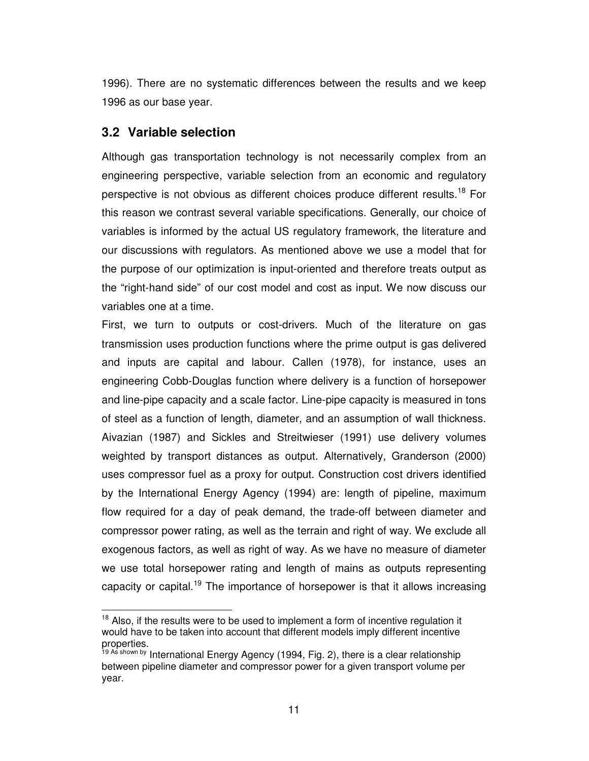1996). There are no systematic differences between the results and we keep 1996 as our base year.

## 3.2 Variable selection

Although gas transportation technology is not necessarily complex from an engineering perspective, variable selection from an economic and regulatory perspective is not obvious as different choices produce different results.[18] For this reason we contrast several variable specifications. Generally, our choice of variables is informed by the actual US regulatory framework, the literature and our discussions with regulators. As mentioned above we use a model that for the purpose of our optimization is input-oriented and therefore treats output as the "right-hand side" of our cost model and cost as input. We now discuss our variables one at a time.

First, we turn to outputs or cost-drivers. Much of the literature on gas transmission uses production functions where the prime output is gas delivered and inputs are capital and labour. Callen (1978), for instance, uses an engineering Cobb-Douglas function where delivery is a function of horsepower and line-pipe capacity and a scale factor. Line-pipe capacity is measured in tons of steel as a function of length, diameter, and an assumption of wall thickness. Aivazian (1987) and Sickles and Streitwieser (1991) use delivery volumes weighted by transport distances as output. Alternatively, Granderson (2000) uses compressor fuel as a proxy for output. Construction cost drivers identified by the International Energy Agency (1994) are: length of pipeline, maximum flow required for a day of peak demand, the trade-off between diameter and compressor power rating, as well as the terrain and right of way. We exclude all exogenous factors, as well as right of way. As we have no measure of diameter we use total horsepower rating and length of mains as outputs representing capacity or capital.[19] The importance of horsepower is that it allows increasing

[18] Also, if the results were to be used to implement a form of incentive regulation it would have to be taken into account that different models imply different incentive properties.

[19] As shown by International Energy Agency (1994, Fig. 2), there is a clear relationship between pipeline diameter and compressor power for a given transport volume per year.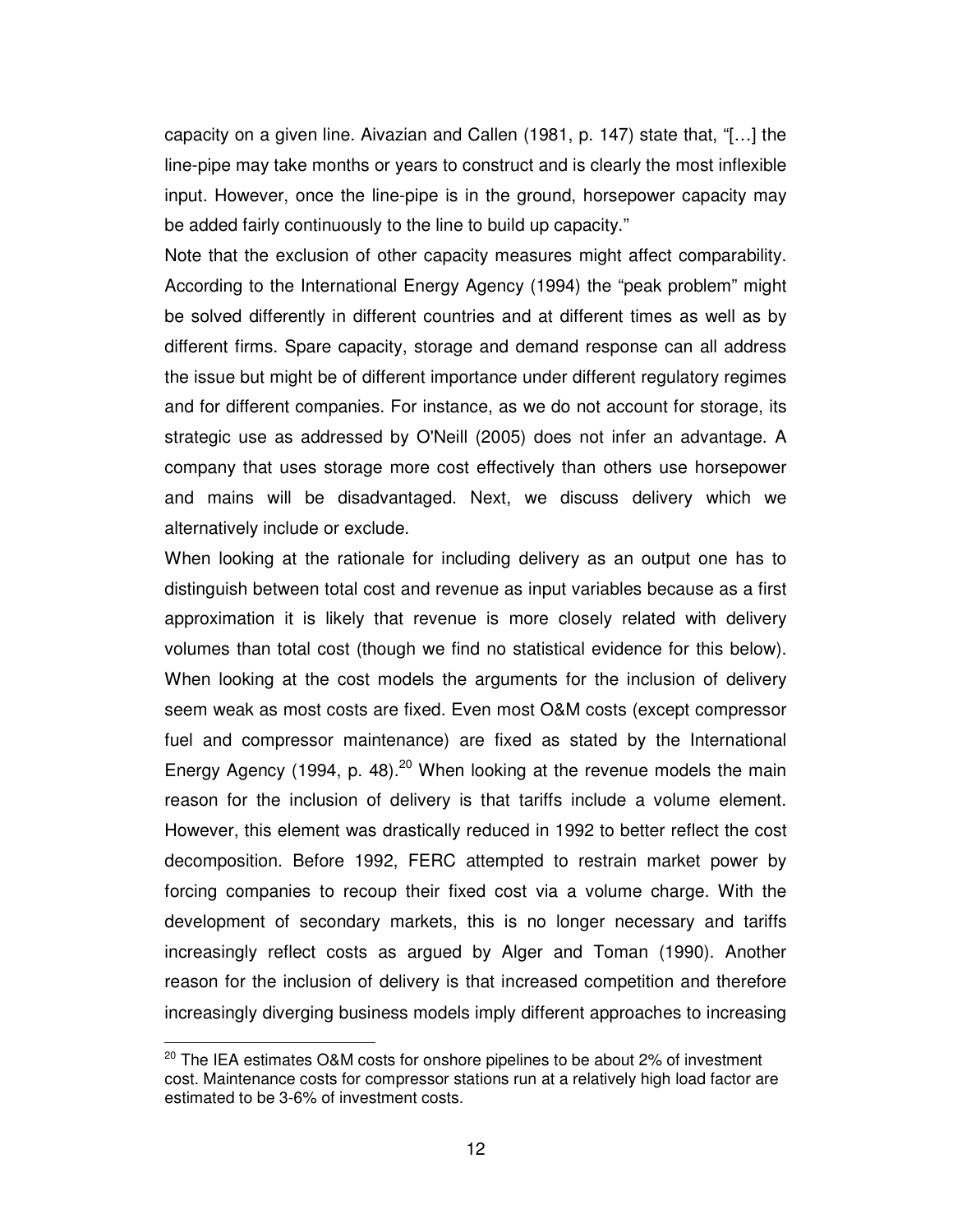capacity on a given line. Aivazian and Callen (1981, p. 147) state that, "[…] the line-pipe may take months or years to construct and is clearly the most inflexible input. However, once the line-pipe is in the ground, horsepower capacity may be added fairly continuously to the line to build up capacity."

Note that the exclusion of other capacity measures might affect comparability. According to the International Energy Agency (1994) the "peak problem" might be solved differently in different countries and at different times as well as by different firms. Spare capacity, storage and demand response can all address the issue but might be of different importance under different regulatory regimes and for different companies. For instance, as we do not account for storage, its strategic use as addressed by O'Neill (2005) does not infer an advantage. A company that uses storage more cost effectively than others use horsepower and mains will be disadvantaged. Next, we discuss delivery which we alternatively include or exclude.

When looking at the rationale for including delivery as an output one has to distinguish between total cost and revenue as input variables because as a first approximation it is likely that revenue is more closely related with delivery volumes than total cost (though we find no statistical evidence for this below). When looking at the cost models the arguments for the inclusion of delivery seem weak as most costs are fixed. Even most O&M costs (except compressor fuel and compressor maintenance) are fixed as stated by the International Energy Agency (1994, p. 48).[20] When looking at the revenue models the main reason for the inclusion of delivery is that tariffs include a volume element. However, this element was drastically reduced in 1992 to better reflect the cost decomposition. Before 1992, FERC attempted to restrain market power by forcing companies to recoup their fixed cost via a volume charge. With the development of secondary markets, this is no longer necessary and tariffs increasingly reflect costs as argued by Alger and Toman (1990). Another reason for the inclusion of delivery is that increased competition and therefore increasingly diverging business models imply different approaches to increasing

[20] The IEA estimates O&M costs for onshore pipelines to be about 2% of investment cost. Maintenance costs for compressor stations run at a relatively high load factor are estimated to be 3-6% of investment costs.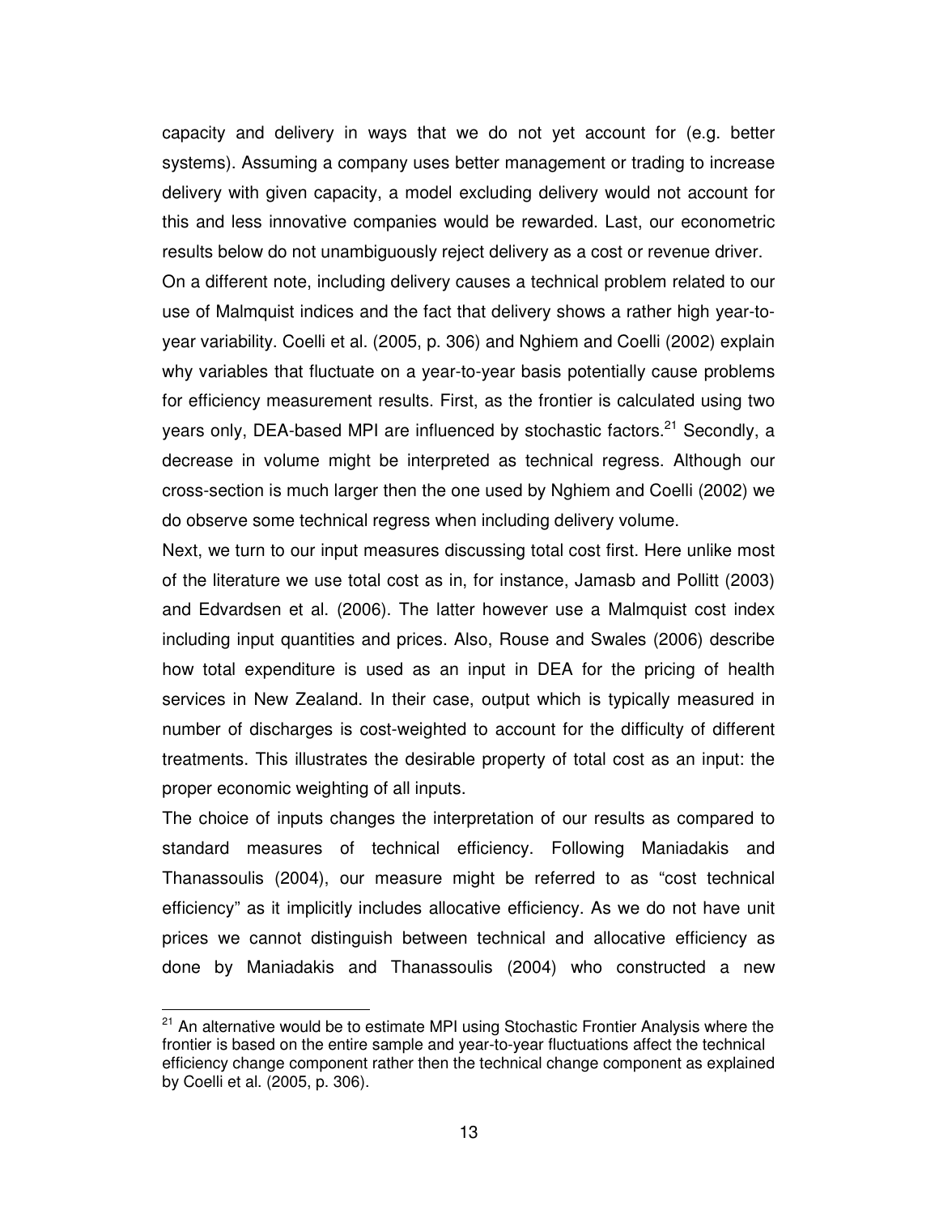capacity and delivery in ways that we do not yet account for (e.g. better systems). Assuming a company uses better management or trading to increase delivery with given capacity, a model excluding delivery would not account for this and less innovative companies would be rewarded. Last, our econometric results below do not unambiguously reject delivery as a cost or revenue driver.

On a different note, including delivery causes a technical problem related to our use of Malmquist indices and the fact that delivery shows a rather high year-to-year variability. Coelli et al. (2005, p. 306) and Nghiem and Coelli (2002) explain why variables that fluctuate on a year-to-year basis potentially cause problems for efficiency measurement results. First, as the frontier is calculated using two years only, DEA-based MPI are influenced by stochastic factors.[21] Secondly, a decrease in volume might be interpreted as technical regress. Although our cross-section is much larger then the one used by Nghiem and Coelli (2002) we do observe some technical regress when including delivery volume.

Next, we turn to our input measures discussing total cost first. Here unlike most of the literature we use total cost as in, for instance, Jamasb and Pollitt (2003) and Edvardsen et al. (2006). The latter however use a Malmquist cost index including input quantities and prices. Also, Rouse and Swales (2006) describe how total expenditure is used as an input in DEA for the pricing of health services in New Zealand. In their case, output which is typically measured in number of discharges is cost-weighted to account for the difficulty of different treatments. This illustrates the desirable property of total cost as an input: the proper economic weighting of all inputs.

The choice of inputs changes the interpretation of our results as compared to standard measures of technical efficiency. Following Maniadakis and Thanassoulis (2004), our measure might be referred to as "cost technical efficiency" as it implicitly includes allocative efficiency. As we do not have unit prices we cannot distinguish between technical and allocative efficiency as done by Maniadakis and Thanassoulis (2004) who constructed a new

---

[21] An alternative would be to estimate MPI using Stochastic Frontier Analysis where the frontier is based on the entire sample and year-to-year fluctuations affect the technical efficiency change component rather then the technical change component as explained by Coelli et al. (2005, p. 306).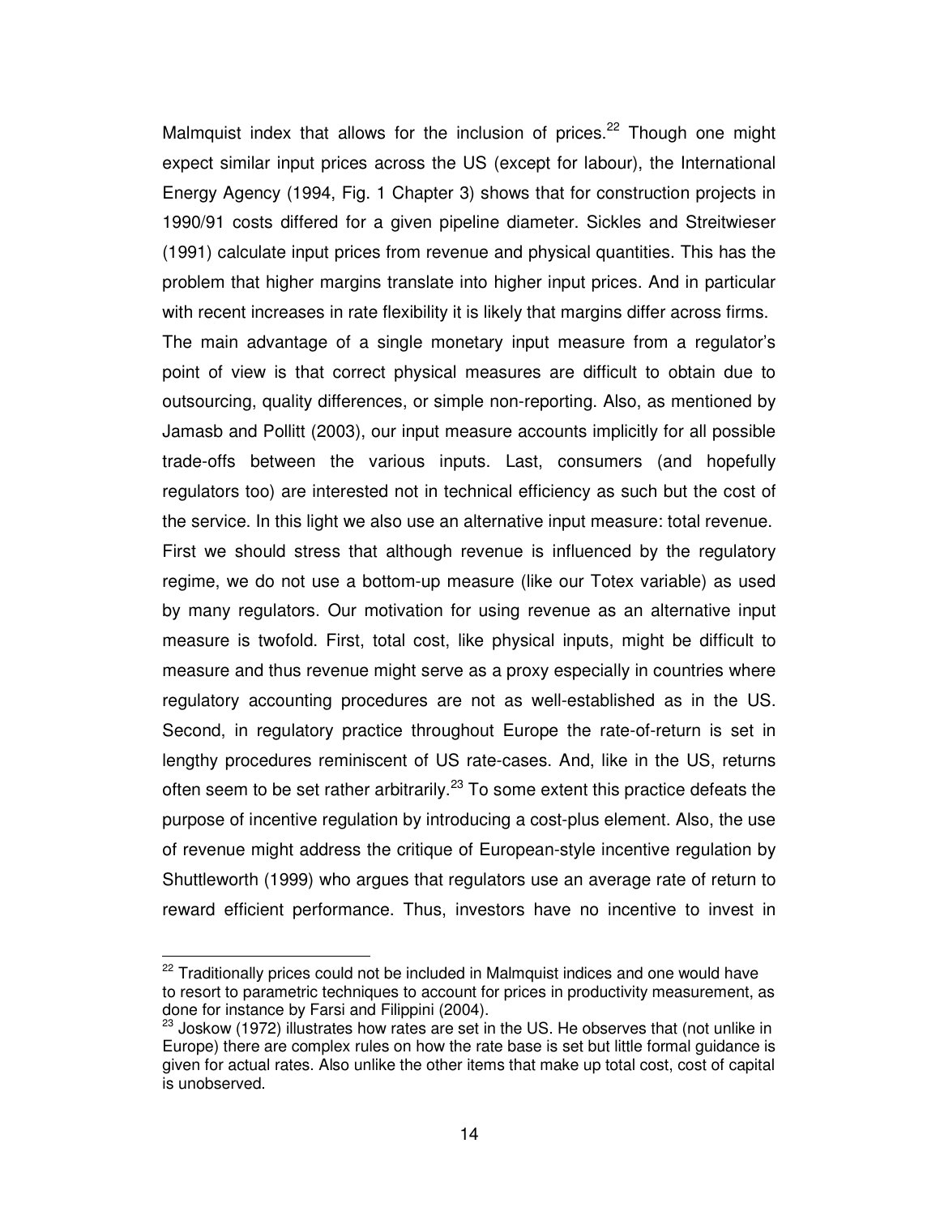Malmquist index that allows for the inclusion of prices.[22] Though one might expect similar input prices across the US (except for labour), the International Energy Agency (1994, Fig. 1 Chapter 3) shows that for construction projects in 1990/91 costs differed for a given pipeline diameter. Sickles and Streitwieser (1991) calculate input prices from revenue and physical quantities. This has the problem that higher margins translate into higher input prices. And in particular with recent increases in rate flexibility it is likely that margins differ across firms.

The main advantage of a single monetary input measure from a regulator's point of view is that correct physical measures are difficult to obtain due to outsourcing, quality differences, or simple non-reporting. Also, as mentioned by Jamasb and Pollitt (2003), our input measure accounts implicitly for all possible trade-offs between the various inputs. Last, consumers (and hopefully regulators too) are interested not in technical efficiency as such but the cost of the service. In this light we also use an alternative input measure: total revenue.

First we should stress that although revenue is influenced by the regulatory regime, we do not use a bottom-up measure (like our Totex variable) as used by many regulators. Our motivation for using revenue as an alternative input measure is twofold. First, total cost, like physical inputs, might be difficult to measure and thus revenue might serve as a proxy especially in countries where regulatory accounting procedures are not as well-established as in the US. Second, in regulatory practice throughout Europe the rate-of-return is set in lengthy procedures reminiscent of US rate-cases. And, like in the US, returns often seem to be set rather arbitrarily.[23] To some extent this practice defeats the purpose of incentive regulation by introducing a cost-plus element. Also, the use of revenue might address the critique of European-style incentive regulation by Shuttleworth (1999) who argues that regulators use an average rate of return to reward efficient performance. Thus, investors have no incentive to invest in

---

[22] Traditionally prices could not be included in Malmquist indices and one would have to resort to parametric techniques to account for prices in productivity measurement, as done for instance by Farsi and Filippini (2004).

[23] Joskow (1972) illustrates how rates are set in the US. He observes that (not unlike in Europe) there are complex rules on how the rate base is set but little formal guidance is given for actual rates. Also unlike the other items that make up total cost, cost of capital is unobserved.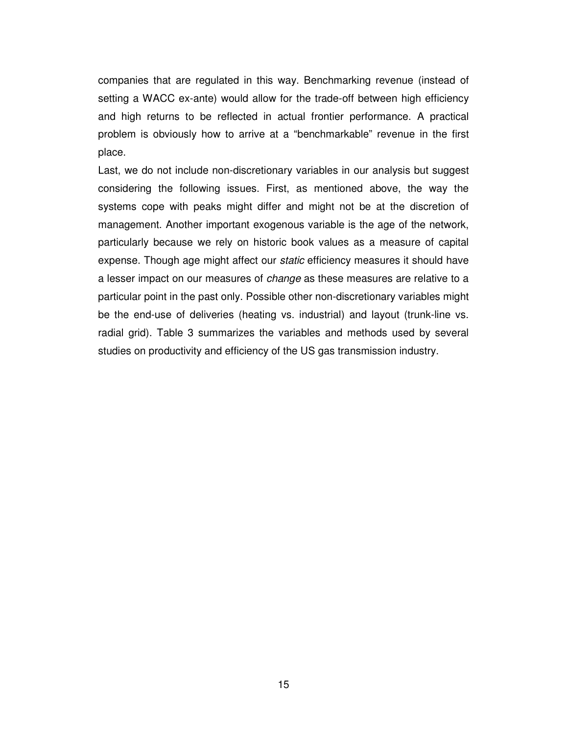companies that are regulated in this way. Benchmarking revenue (instead of setting a WACC ex-ante) would allow for the trade-off between high efficiency and high returns to be reflected in actual frontier performance. A practical problem is obviously how to arrive at a "benchmarkable" revenue in the first place.

Last, we do not include non-discretionary variables in our analysis but suggest considering the following issues. First, as mentioned above, the way the systems cope with peaks might differ and might not be at the discretion of management. Another important exogenous variable is the age of the network, particularly because we rely on historic book values as a measure of capital expense. Though age might affect our *static* efficiency measures it should have a lesser impact on our measures of *change* as these measures are relative to a particular point in the past only. Possible other non-discretionary variables might be the end-use of deliveries (heating vs. industrial) and layout (trunk-line vs. radial grid). Table 3 summarizes the variables and methods used by several studies on productivity and efficiency of the US gas transmission industry.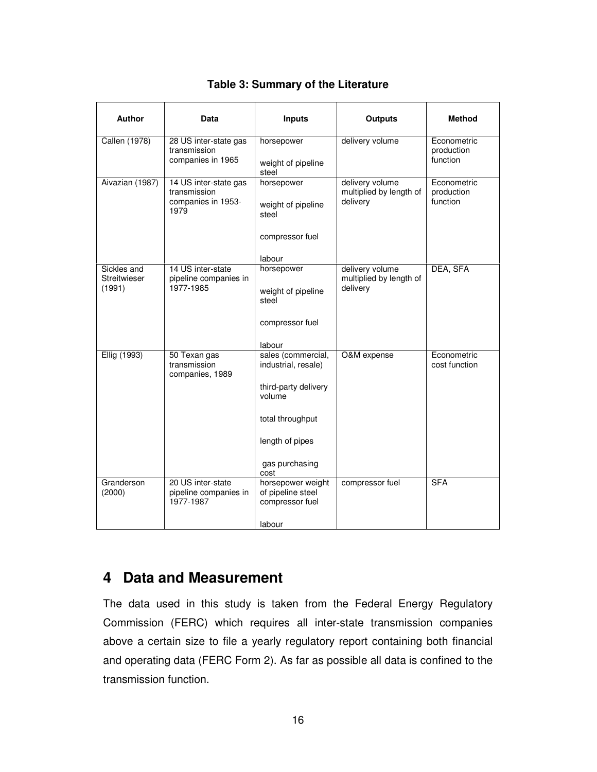**Table 3: Summary of the Literature**

| Author | Data | Inputs | Outputs | Method |
|---|---|---|---|---|
| Callen (1978) | 28 US inter-state gas transmission companies in 1965 | horsepower<br><br>weight of pipeline steel | delivery volume | Econometric production function |
| Aivazian (1987) | 14 US inter-state gas transmission companies in 1953-1979 | horsepower<br><br>weight of pipeline steel<br><br>compressor fuel<br><br>labour | delivery volume multiplied by length of delivery | Econometric production function |
| Sickles and Streitwieser (1991) | 14 US inter-state pipeline companies in 1977-1985 | horsepower<br><br>weight of pipeline steel<br><br>compressor fuel<br><br>labour | delivery volume multiplied by length of delivery | DEA, SFA |
| Ellig (1993) | 50 Texan gas transmission companies, 1989 | sales (commercial, industrial, resale)<br><br>third-party delivery volume<br><br>total throughput<br><br>length of pipes<br><br>gas purchasing cost | O&M expense | Econometric cost function |
| Granderson (2000) | 20 US inter-state pipeline companies in 1977-1987 | horsepower weight of pipeline steel compressor fuel<br><br>labour | compressor fuel | SFA |

# 4 Data and Measurement

The data used in this study is taken from the Federal Energy Regulatory Commission (FERC) which requires all inter-state transmission companies above a certain size to file a yearly regulatory report containing both financial and operating data (FERC Form 2). As far as possible all data is confined to the transmission function.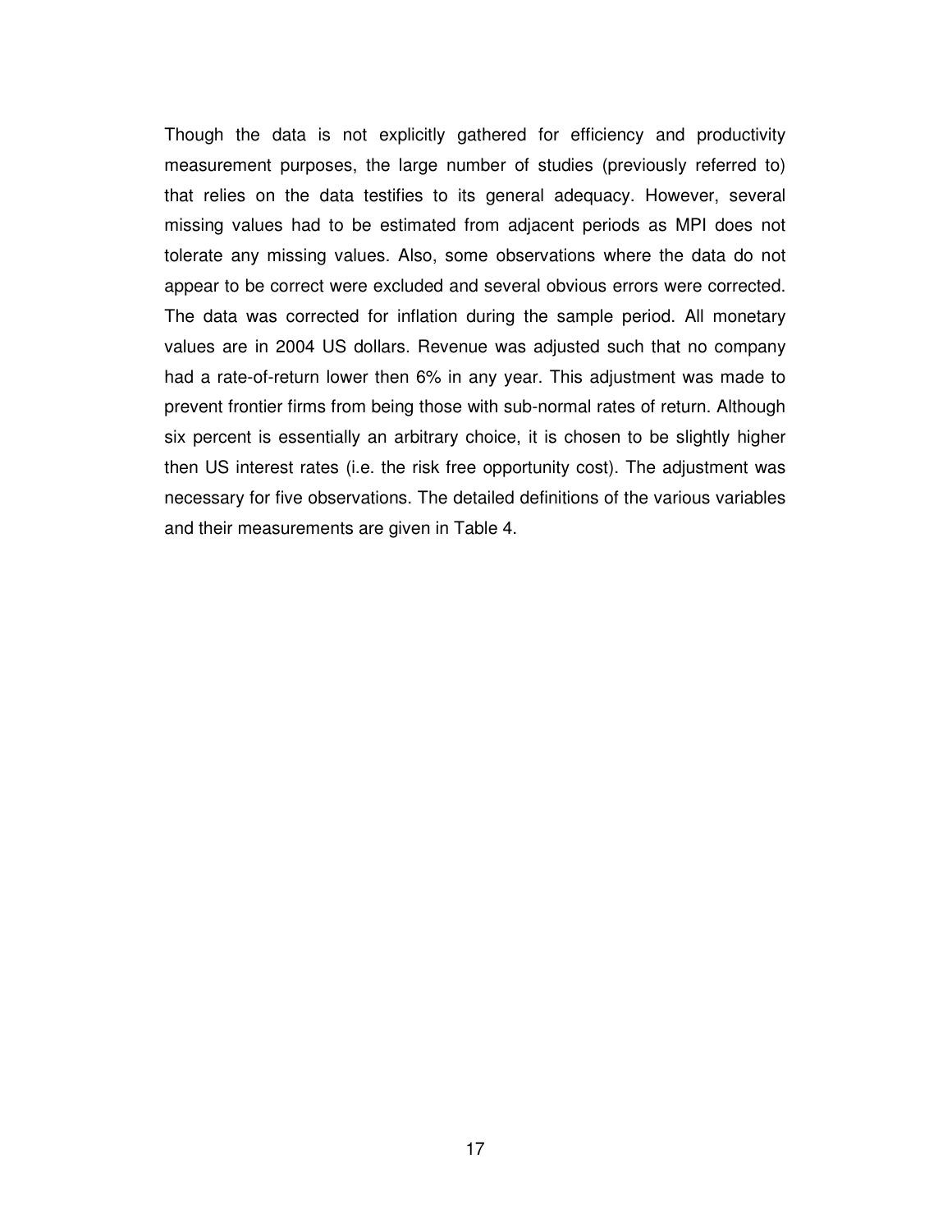Though the data is not explicitly gathered for efficiency and productivity measurement purposes, the large number of studies (previously referred to) that relies on the data testifies to its general adequacy. However, several missing values had to be estimated from adjacent periods as MPI does not tolerate any missing values. Also, some observations where the data do not appear to be correct were excluded and several obvious errors were corrected. The data was corrected for inflation during the sample period. All monetary values are in 2004 US dollars. Revenue was adjusted such that no company had a rate-of-return lower then 6% in any year. This adjustment was made to prevent frontier firms from being those with sub-normal rates of return. Although six percent is essentially an arbitrary choice, it is chosen to be slightly higher then US interest rates (i.e. the risk free opportunity cost). The adjustment was necessary for five observations. The detailed definitions of the various variables and their measurements are given in Table 4.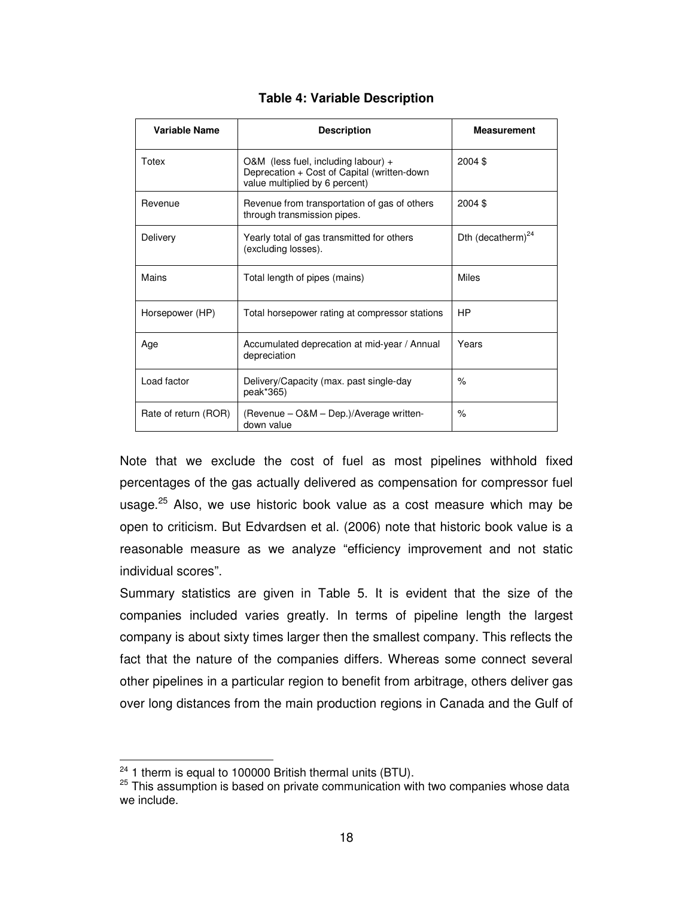**Table 4: Variable Description**

| Variable Name | Description | Measurement |
|---|---|---|
| Totex | O&M (less fuel, including labour) + Deprecation + Cost of Capital (written-down value multiplied by 6 percent) | 2004 $ |
| Revenue | Revenue from transportation of gas of others through transmission pipes. | 2004 $ |
| Delivery | Yearly total of gas transmitted for others (excluding losses). | Dth (decatherm)[24] |
| Mains | Total length of pipes (mains) | Miles |
| Horsepower (HP) | Total horsepower rating at compressor stations | HP |
| Age | Accumulated deprecation at mid-year / Annual depreciation | Years |
| Load factor | Delivery/Capacity (max. past single-day peak*365) | % |
| Rate of return (ROR) | (Revenue – O&M – Dep.)/Average written-down value | % |

Note that we exclude the cost of fuel as most pipelines withhold fixed percentages of the gas actually delivered as compensation for compressor fuel usage.[25] Also, we use historic book value as a cost measure which may be open to criticism. But Edvardsen et al. (2006) note that historic book value is a reasonable measure as we analyze "efficiency improvement and not static individual scores".

Summary statistics are given in Table 5. It is evident that the size of the companies included varies greatly. In terms of pipeline length the largest company is about sixty times larger then the smallest company. This reflects the fact that the nature of the companies differs. Whereas some connect several other pipelines in a particular region to benefit from arbitrage, others deliver gas over long distances from the main production regions in Canada and the Gulf of

---

[24] 1 therm is equal to 100000 British thermal units (BTU).

[25] This assumption is based on private communication with two companies whose data we include.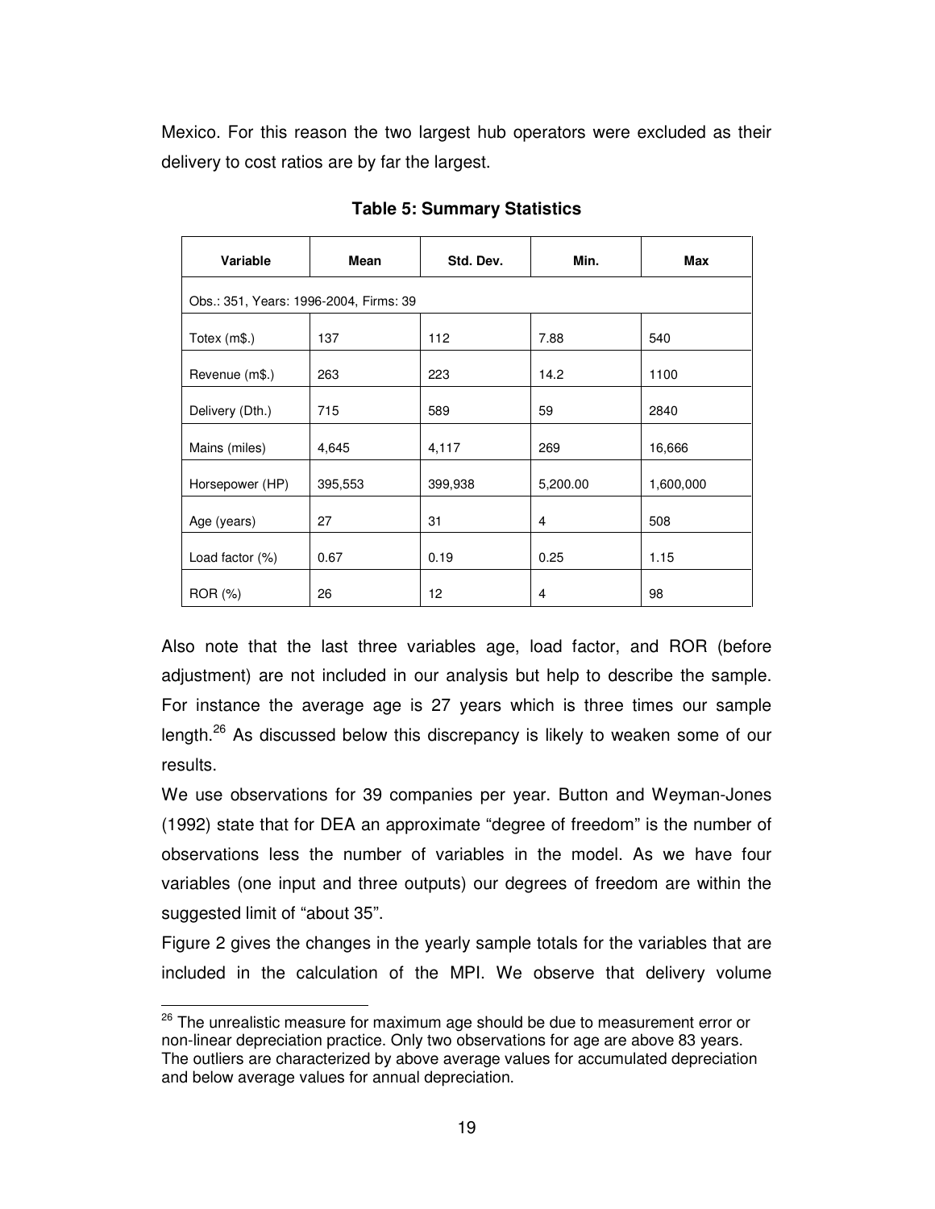Mexico. For this reason the two largest hub operators were excluded as their delivery to cost ratios are by far the largest.

**Table 5: Summary Statistics**

| Variable | Mean | Std. Dev. | Min. | Max |
|---|---|---|---|---|
| Obs.: 351, Years: 1996-2004, Firms: 39 | | | | |
| Totex (m$.) | 137 | 112 | 7.88 | 540 |
| Revenue (m$.) | 263 | 223 | 14.2 | 1100 |
| Delivery (Dth.) | 715 | 589 | 59 | 2840 |
| Mains (miles) | 4,645 | 4,117 | 269 | 16,666 |
| Horsepower (HP) | 395,553 | 399,938 | 5,200.00 | 1,600,000 |
| Age (years) | 27 | 31 | 4 | 508 |
| Load factor (%) | 0.67 | 0.19 | 0.25 | 1.15 |
| ROR (%) | 26 | 12 | 4 | 98 |

Also note that the last three variables age, load factor, and ROR (before adjustment) are not included in our analysis but help to describe the sample. For instance the average age is 27 years which is three times our sample length.[26] As discussed below this discrepancy is likely to weaken some of our results.

We use observations for 39 companies per year. Button and Weyman-Jones (1992) state that for DEA an approximate "degree of freedom" is the number of observations less the number of variables in the model. As we have four variables (one input and three outputs) our degrees of freedom are within the suggested limit of "about 35".

Figure 2 gives the changes in the yearly sample totals for the variables that are included in the calculation of the MPI. We observe that delivery volume

[26] The unrealistic measure for maximum age should be due to measurement error or non-linear depreciation practice. Only two observations for age are above 83 years. The outliers are characterized by above average values for accumulated depreciation and below average values for annual depreciation.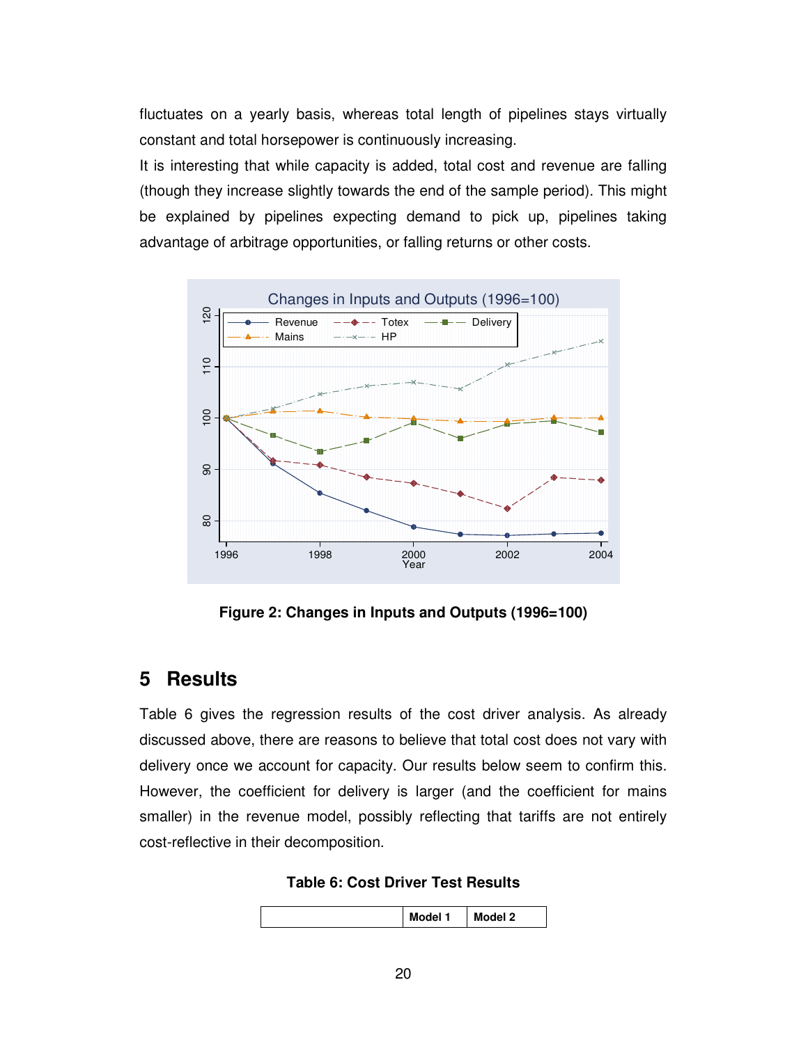fluctuates on a yearly basis, whereas total length of pipelines stays virtually constant and total horsepower is continuously increasing.

It is interesting that while capacity is added, total cost and revenue are falling (though they increase slightly towards the end of the sample period). This might be explained by pipelines expecting demand to pick up, pipelines taking advantage of arbitrage opportunities, or falling returns or other costs.

**Figure 2: Changes in Inputs and Outputs (1996=100)**

## 5 Results

Table 6 gives the regression results of the cost driver analysis. As already discussed above, there are reasons to believe that total cost does not vary with delivery once we account for capacity. Our results below seem to confirm this. However, the coefficient for delivery is larger (and the coefficient for mains smaller) in the revenue model, possibly reflecting that tariffs are not entirely cost-reflective in their decomposition.

**Table 6: Cost Driver Test Results**

| | Model 1 | Model 2 |
|---|---|---|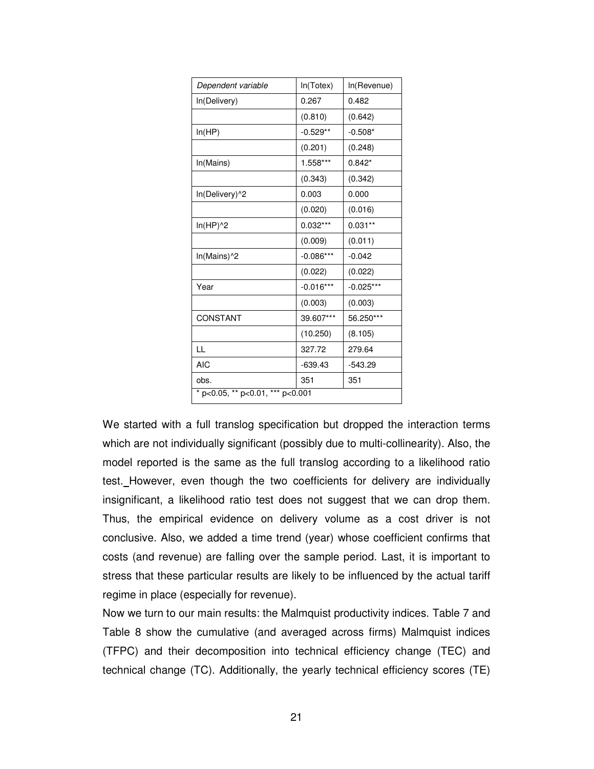| Dependent variable | ln(Totex) | ln(Revenue) |
|---|---|---|
| ln(Delivery) | 0.267 | 0.482 |
| | (0.810) | (0.642) |
| ln(HP) | -0.529** | -0.508* |
| | (0.201) | (0.248) |
| ln(Mains) | 1.558*** | 0.842* |
| | (0.343) | (0.342) |
| ln(Delivery)^2 | 0.003 | 0.000 |
| | (0.020) | (0.016) |
| ln(HP)^2 | 0.032*** | 0.031** |
| | (0.009) | (0.011) |
| ln(Mains)^2 | -0.086*** | -0.042 |
| | (0.022) | (0.022) |
| Year | -0.016*** | -0.025*** |
| | (0.003) | (0.003) |
| CONSTANT | 39.607*** | 56.250*** |
| | (10.250) | (8.105) |
| LL | 327.72 | 279.64 |
| AIC | -639.43 | -543.29 |
| obs. | 351 | 351 |
| * p<0.05, ** p<0.01, *** p<0.001 | | |

We started with a full translog specification but dropped the interaction terms which are not individually significant (possibly due to multi-collinearity). Also, the model reported is the same as the full translog according to a likelihood ratio test. However, even though the two coefficients for delivery are individually insignificant, a likelihood ratio test does not suggest that we can drop them. Thus, the empirical evidence on delivery volume as a cost driver is not conclusive. Also, we added a time trend (year) whose coefficient confirms that costs (and revenue) are falling over the sample period. Last, it is important to stress that these particular results are likely to be influenced by the actual tariff regime in place (especially for revenue).

Now we turn to our main results: the Malmquist productivity indices. Table 7 and Table 8 show the cumulative (and averaged across firms) Malmquist indices (TFPC) and their decomposition into technical efficiency change (TEC) and technical change (TC). Additionally, the yearly technical efficiency scores (TE)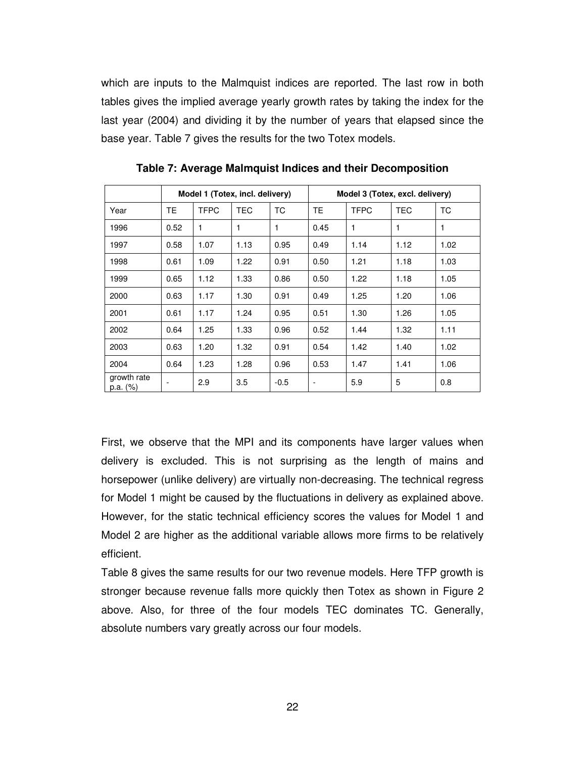which are inputs to the Malmquist indices are reported. The last row in both tables gives the implied average yearly growth rates by taking the index for the last year (2004) and dividing it by the number of years that elapsed since the base year. Table 7 gives the results for the two Totex models.

**Table 7: Average Malmquist Indices and their Decomposition**

| | Model 1 (Totex, incl. delivery) | | | | Model 3 (Totex, excl. delivery) | | | |
|---|---|---|---|---|---|---|---|---|
| Year | TE | TFPC | TEC | TC | TE | TFPC | TEC | TC |
| 1996 | 0.52 | 1 | 1 | 1 | 0.45 | 1 | 1 | 1 |
| 1997 | 0.58 | 1.07 | 1.13 | 0.95 | 0.49 | 1.14 | 1.12 | 1.02 |
| 1998 | 0.61 | 1.09 | 1.22 | 0.91 | 0.50 | 1.21 | 1.18 | 1.03 |
| 1999 | 0.65 | 1.12 | 1.33 | 0.86 | 0.50 | 1.22 | 1.18 | 1.05 |
| 2000 | 0.63 | 1.17 | 1.30 | 0.91 | 0.49 | 1.25 | 1.20 | 1.06 |
| 2001 | 0.61 | 1.17 | 1.24 | 0.95 | 0.51 | 1.30 | 1.26 | 1.05 |
| 2002 | 0.64 | 1.25 | 1.33 | 0.96 | 0.52 | 1.44 | 1.32 | 1.11 |
| 2003 | 0.63 | 1.20 | 1.32 | 0.91 | 0.54 | 1.42 | 1.40 | 1.02 |
| 2004 | 0.64 | 1.23 | 1.28 | 0.96 | 0.53 | 1.47 | 1.41 | 1.06 |
| growth rate p.a. (%) | - | 2.9 | 3.5 | -0.5 | - | 5.9 | 5 | 0.8 |

First, we observe that the MPI and its components have larger values when delivery is excluded. This is not surprising as the length of mains and horsepower (unlike delivery) are virtually non-decreasing. The technical regress for Model 1 might be caused by the fluctuations in delivery as explained above. However, for the static technical efficiency scores the values for Model 1 and Model 2 are higher as the additional variable allows more firms to be relatively efficient.

Table 8 gives the same results for our two revenue models. Here TFP growth is stronger because revenue falls more quickly then Totex as shown in Figure 2 above. Also, for three of the four models TEC dominates TC. Generally, absolute numbers vary greatly across our four models.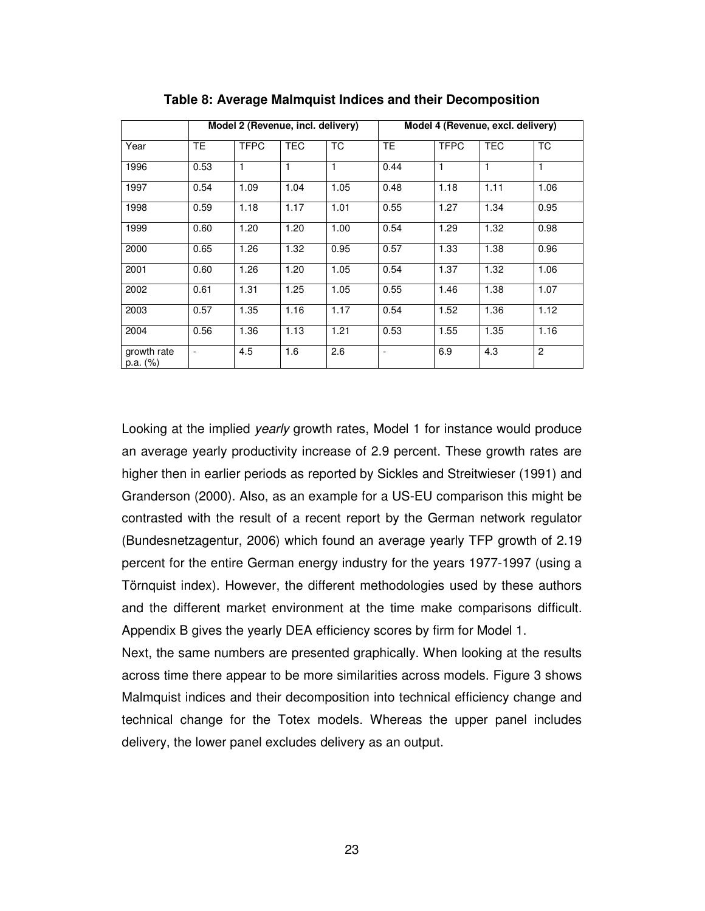**Table 8: Average Malmquist Indices and their Decomposition**

| | Model 2 (Revenue, incl. delivery) | | | | Model 4 (Revenue, excl. delivery) | | | |
|---|---|---|---|---|---|---|---|---|
| Year | TE | TFPC | TEC | TC | TE | TFPC | TEC | TC |
| 1996 | 0.53 | 1 | 1 | 1 | 0.44 | 1 | 1 | 1 |
| 1997 | 0.54 | 1.09 | 1.04 | 1.05 | 0.48 | 1.18 | 1.11 | 1.06 |
| 1998 | 0.59 | 1.18 | 1.17 | 1.01 | 0.55 | 1.27 | 1.34 | 0.95 |
| 1999 | 0.60 | 1.20 | 1.20 | 1.00 | 0.54 | 1.29 | 1.32 | 0.98 |
| 2000 | 0.65 | 1.26 | 1.32 | 0.95 | 0.57 | 1.33 | 1.38 | 0.96 |
| 2001 | 0.60 | 1.26 | 1.20 | 1.05 | 0.54 | 1.37 | 1.32 | 1.06 |
| 2002 | 0.61 | 1.31 | 1.25 | 1.05 | 0.55 | 1.46 | 1.38 | 1.07 |
| 2003 | 0.57 | 1.35 | 1.16 | 1.17 | 0.54 | 1.52 | 1.36 | 1.12 |
| 2004 | 0.56 | 1.36 | 1.13 | 1.21 | 0.53 | 1.55 | 1.35 | 1.16 |
| growth rate p.a. (%) | - | 4.5 | 1.6 | 2.6 | - | 6.9 | 4.3 | 2 |

Looking at the implied *yearly* growth rates, Model 1 for instance would produce an average yearly productivity increase of 2.9 percent. These growth rates are higher then in earlier periods as reported by Sickles and Streitwieser (1991) and Granderson (2000). Also, as an example for a US-EU comparison this might be contrasted with the result of a recent report by the German network regulator (Bundesnetzagentur, 2006) which found an average yearly TFP growth of 2.19 percent for the entire German energy industry for the years 1977-1997 (using a Törnquist index). However, the different methodologies used by these authors and the different market environment at the time make comparisons difficult. Appendix B gives the yearly DEA efficiency scores by firm for Model 1.

Next, the same numbers are presented graphically. When looking at the results across time there appear to be more similarities across models. Figure 3 shows Malmquist indices and their decomposition into technical efficiency change and technical change for the Totex models. Whereas the upper panel includes delivery, the lower panel excludes delivery as an output.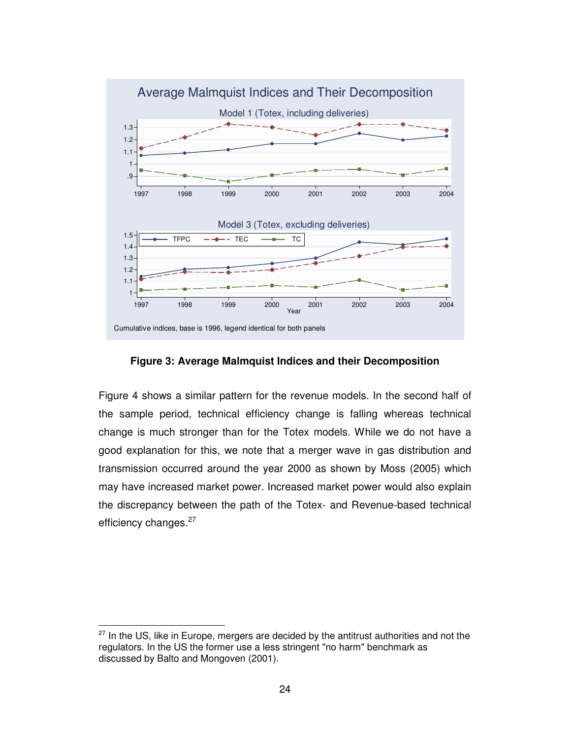**Figure 3: Average Malmquist Indices and their Decomposition**

Figure 4 shows a similar pattern for the revenue models. In the second half of the sample period, technical efficiency change is falling whereas technical change is much stronger than for the Totex models. While we do not have a good explanation for this, we note that a merger wave in gas distribution and transmission occurred around the year 2000 as shown by Moss (2005) which may have increased market power. Increased market power would also explain the discrepancy between the path of the Totex- and Revenue-based technical efficiency changes.[27]

[27] In the US, like in Europe, mergers are decided by the antitrust authorities and not the regulators. In the US the former use a less stringent "no harm" benchmark as discussed by Balto and Mongoven (2001).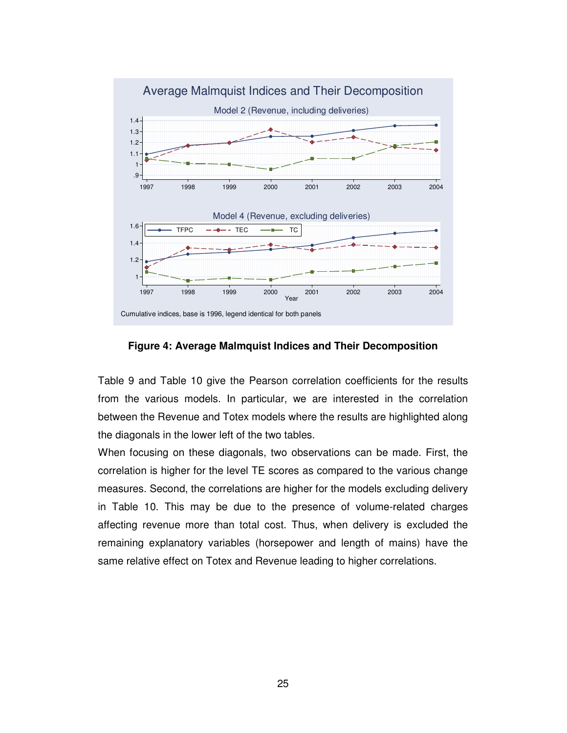**Figure 4: Average Malmquist Indices and Their Decomposition**

Table 9 and Table 10 give the Pearson correlation coefficients for the results from the various models. In particular, we are interested in the correlation between the Revenue and Totex models where the results are highlighted along the diagonals in the lower left of the two tables.

When focusing on these diagonals, two observations can be made. First, the correlation is higher for the level TE scores as compared to the various change measures. Second, the correlations are higher for the models excluding delivery in Table 10. This may be due to the presence of volume-related charges affecting revenue more than total cost. Thus, when delivery is excluded the remaining explanatory variables (horsepower and length of mains) have the same relative effect on Totex and Revenue leading to higher correlations.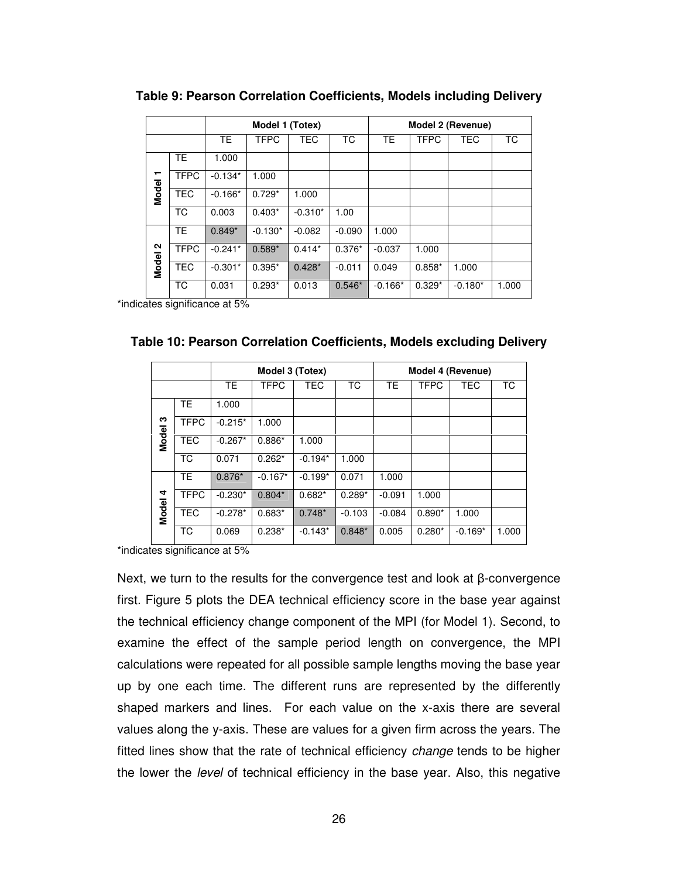**Table 9: Pearson Correlation Coefficients, Models including Delivery**

| | | Model 1 (Totex) | | | | Model 2 (Revenue) | | | |
|---|---|---|---|---|---|---|---|---|---|
| | | TE | TFPC | TEC | TC | TE | TFPC | TEC | TC |
| Model 1 | TE | 1.000 | | | | | | | |
| | TFPC | -0.134* | 1.000 | | | | | | |
| | TEC | -0.166* | 0.729* | 1.000 | | | | | |
| | TC | 0.003 | 0.403* | -0.310* | 1.00 | | | | |
| Model 2 | TE | 0.849* | -0.130* | -0.082 | -0.090 | 1.000 | | | |
| | TFPC | -0.241* | 0.589* | 0.414* | 0.376* | -0.037 | 1.000 | | |
| | TEC | -0.301* | 0.395* | 0.428* | -0.011 | 0.049 | 0.858* | 1.000 | |
| | TC | 0.031 | 0.293* | 0.013 | 0.546* | -0.166* | 0.329* | -0.180* | 1.000 |

*indicates significance at 5%

**Table 10: Pearson Correlation Coefficients, Models excluding Delivery**

| | | Model 3 (Totex) | | | | Model 4 (Revenue) | | | |
|---|---|---|---|---|---|---|---|---|---|
| | | TE | TFPC | TEC | TC | TE | TFPC | TEC | TC |
| Model 3 | TE | 1.000 | | | | | | | |
| | TFPC | -0.215* | 1.000 | | | | | | |
| | TEC | -0.267* | 0.886* | 1.000 | | | | | |
| | TC | 0.071 | 0.262* | -0.194* | 1.000 | | | | |
| Model 4 | TE | 0.876* | -0.167* | -0.199* | 0.071 | 1.000 | | | |
| | TFPC | -0.230* | 0.804* | 0.682* | 0.289* | -0.091 | 1.000 | | |
| | TEC | -0.278* | 0.683* | 0.748* | -0.103 | -0.084 | 0.890* | 1.000 | |
| | TC | 0.069 | 0.238* | -0.143* | 0.848* | 0.005 | 0.280* | -0.169* | 1.000 |

*indicates significance at 5%

Next, we turn to the results for the convergence test and look at β-convergence first. Figure 5 plots the DEA technical efficiency score in the base year against the technical efficiency change component of the MPI (for Model 1). Second, to examine the effect of the sample period length on convergence, the MPI calculations were repeated for all possible sample lengths moving the base year up by one each time. The different runs are represented by the differently shaped markers and lines. For each value on the x-axis there are several values along the y-axis. These are values for a given firm across the years. The fitted lines show that the rate of technical efficiency *change* tends to be higher the lower the *level* of technical efficiency in the base year. Also, this negative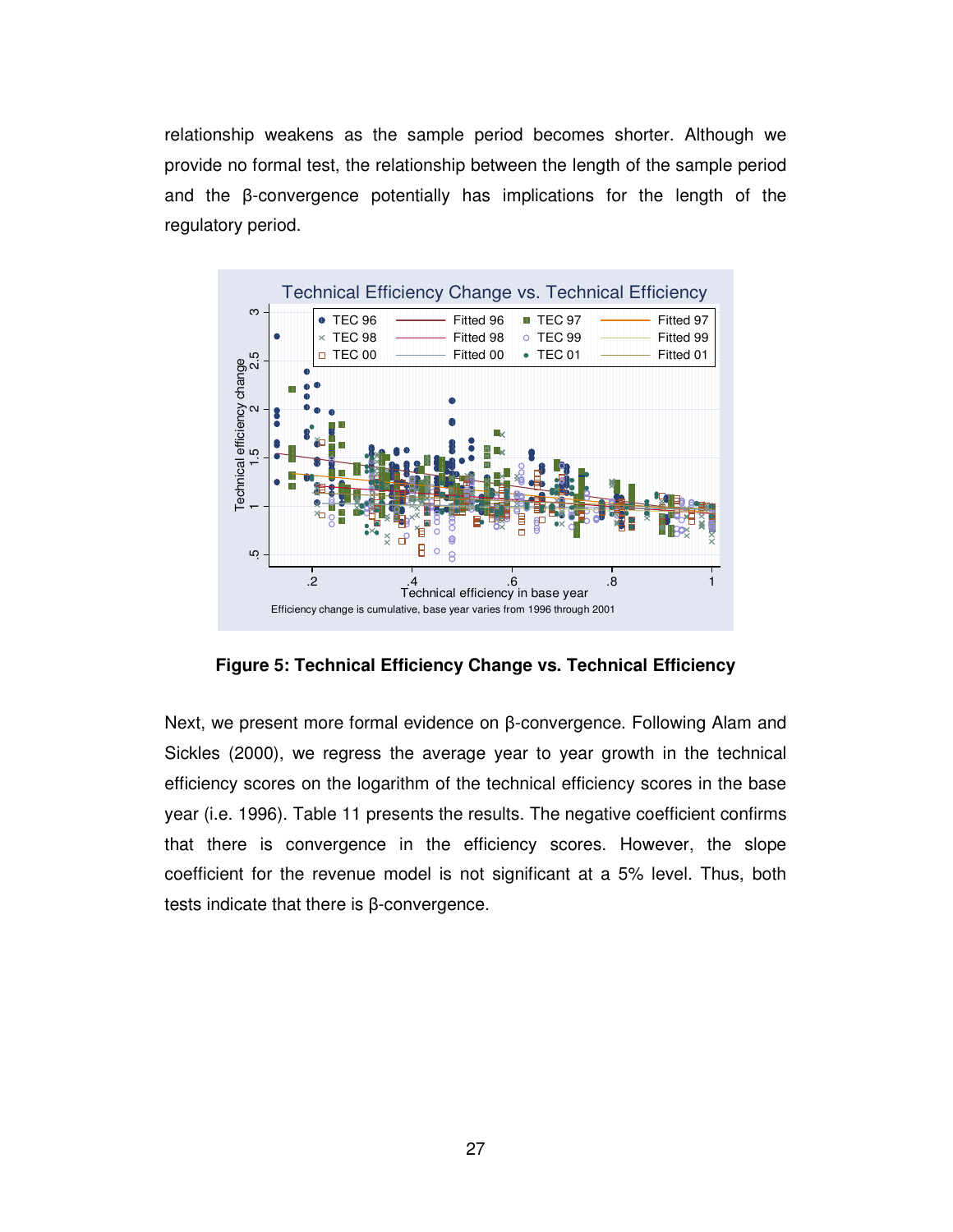relationship weakens as the sample period becomes shorter. Although we provide no formal test, the relationship between the length of the sample period and the β-convergence potentially has implications for the length of the regulatory period.

**Figure 5: Technical Efficiency Change vs. Technical Efficiency**

Next, we present more formal evidence on β-convergence. Following Alam and Sickles (2000), we regress the average year to year growth in the technical efficiency scores on the logarithm of the technical efficiency scores in the base year (i.e. 1996). Table 11 presents the results. The negative coefficient confirms that there is convergence in the efficiency scores. However, the slope coefficient for the revenue model is not significant at a 5% level. Thus, both tests indicate that there is β-convergence.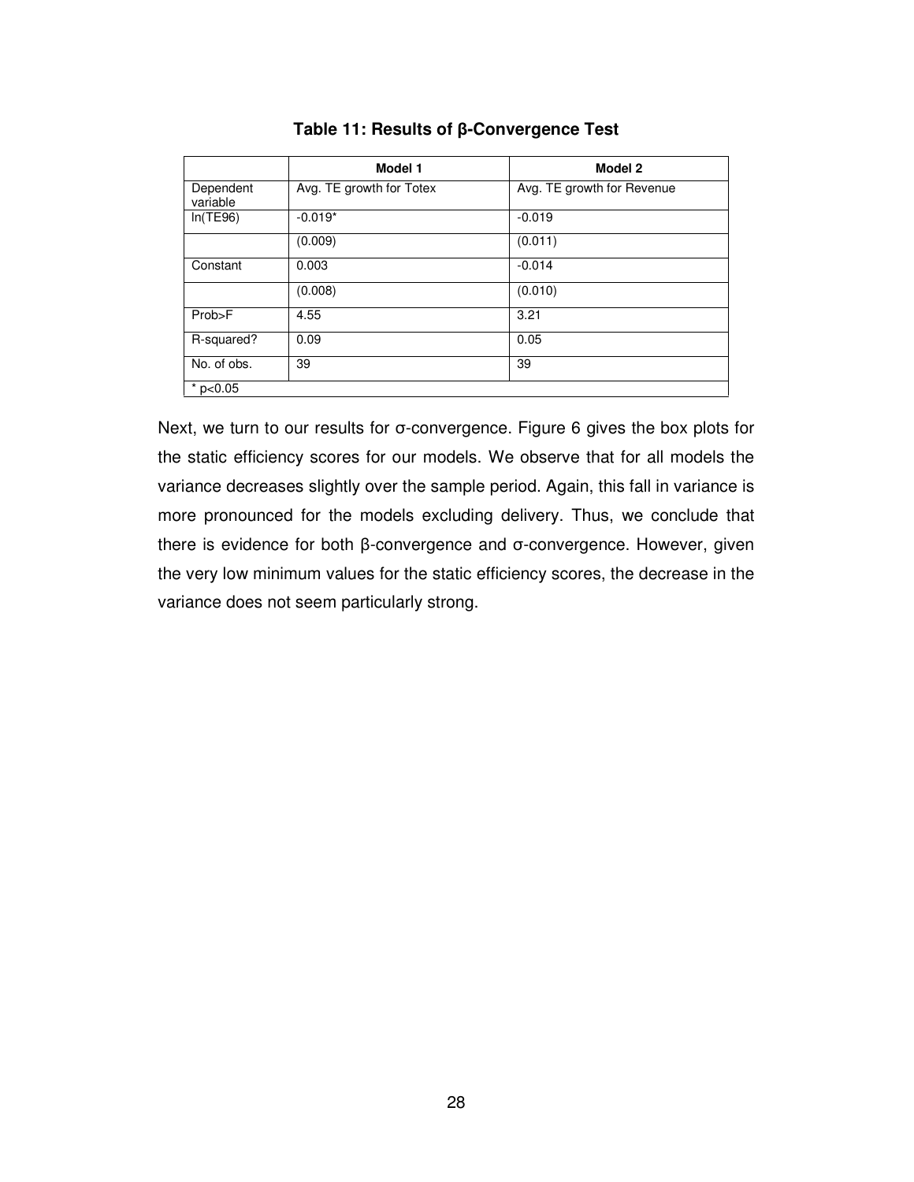**Table 11: Results of β-Convergence Test**

| | Model 1 | Model 2 |
|---|---|---|
| Dependent variable | Avg. TE growth for Totex | Avg. TE growth for Revenue |
| ln(TE96) | -0.019* | -0.019 |
| | (0.009) | (0.011) |
| Constant | 0.003 | -0.014 |
| | (0.008) | (0.010) |
| Prob>F | 4.55 | 3.21 |
| R-squared? | 0.09 | 0.05 |
| No. of obs. | 39 | 39 |
| * p<0.05 | | |

Next, we turn to our results for σ-convergence. Figure 6 gives the box plots for the static efficiency scores for our models. We observe that for all models the variance decreases slightly over the sample period. Again, this fall in variance is more pronounced for the models excluding delivery. Thus, we conclude that there is evidence for both β-convergence and σ-convergence. However, given the very low minimum values for the static efficiency scores, the decrease in the variance does not seem particularly strong.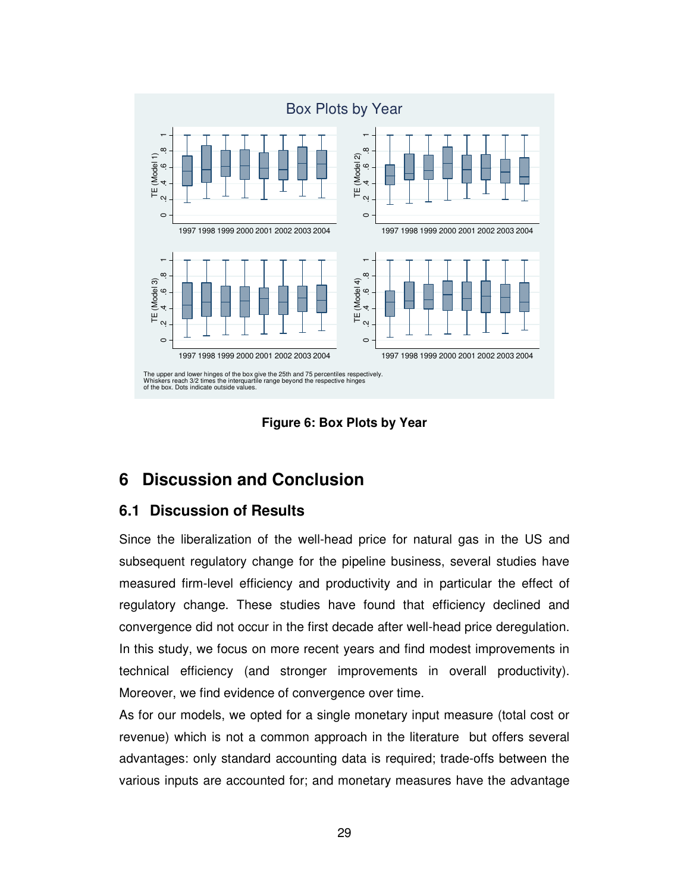Figure 6: Box Plots by Year

# 6 Discussion and Conclusion

## 6.1 Discussion of Results

Since the liberalization of the well-head price for natural gas in the US and subsequent regulatory change for the pipeline business, several studies have measured firm-level efficiency and productivity and in particular the effect of regulatory change. These studies have found that efficiency declined and convergence did not occur in the first decade after well-head price deregulation. In this study, we focus on more recent years and find modest improvements in technical efficiency (and stronger improvements in overall productivity). Moreover, we find evidence of convergence over time.

As for our models, we opted for a single monetary input measure (total cost or revenue) which is not a common approach in the literature but offers several advantages: only standard accounting data is required; trade-offs between the various inputs are accounted for; and monetary measures have the advantage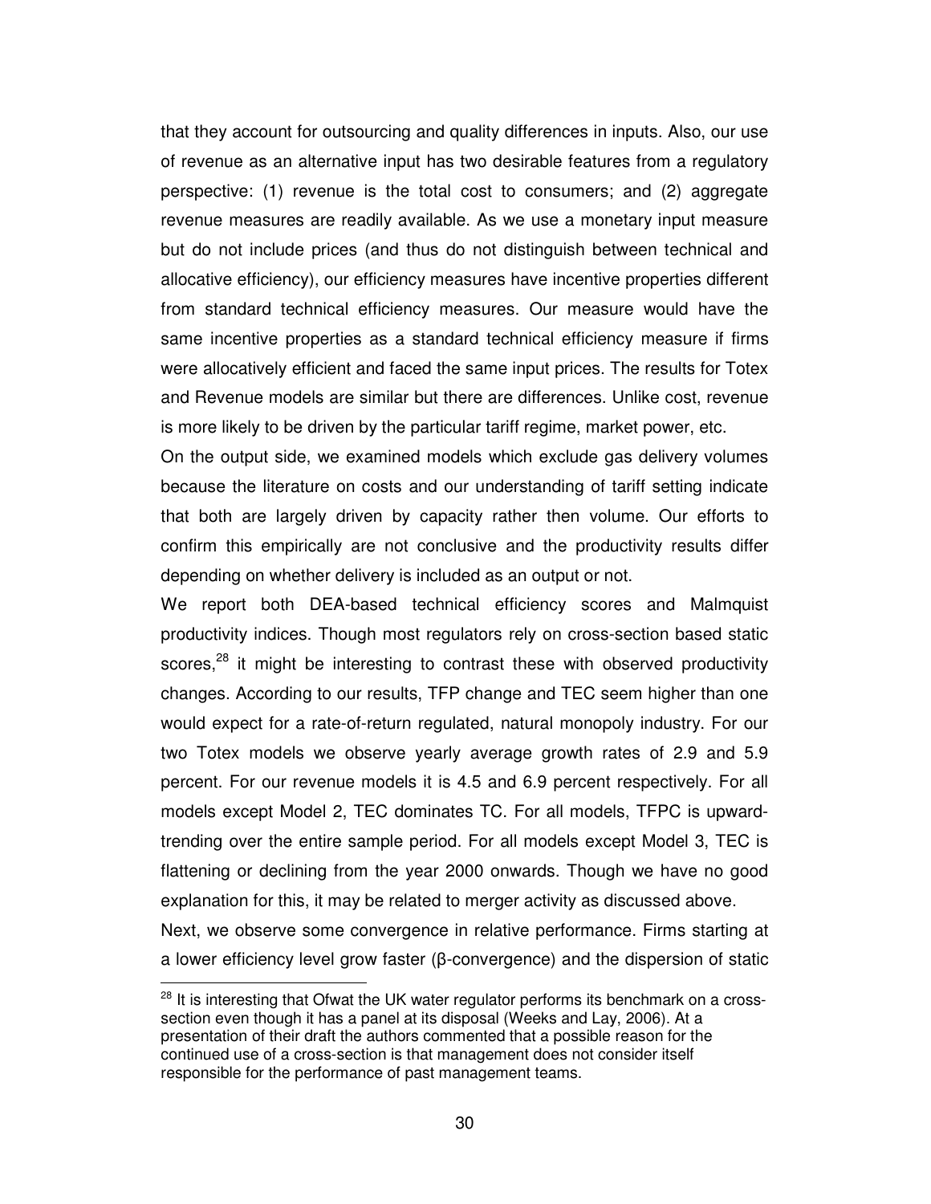that they account for outsourcing and quality differences in inputs. Also, our use of revenue as an alternative input has two desirable features from a regulatory perspective: (1) revenue is the total cost to consumers; and (2) aggregate revenue measures are readily available. As we use a monetary input measure but do not include prices (and thus do not distinguish between technical and allocative efficiency), our efficiency measures have incentive properties different from standard technical efficiency measures. Our measure would have the same incentive properties as a standard technical efficiency measure if firms were allocatively efficient and faced the same input prices. The results for Totex and Revenue models are similar but there are differences. Unlike cost, revenue is more likely to be driven by the particular tariff regime, market power, etc.

On the output side, we examined models which exclude gas delivery volumes because the literature on costs and our understanding of tariff setting indicate that both are largely driven by capacity rather then volume. Our efforts to confirm this empirically are not conclusive and the productivity results differ depending on whether delivery is included as an output or not.

We report both DEA-based technical efficiency scores and Malmquist productivity indices. Though most regulators rely on cross-section based static scores,[28] it might be interesting to contrast these with observed productivity changes. According to our results, TFP change and TEC seem higher than one would expect for a rate-of-return regulated, natural monopoly industry. For our two Totex models we observe yearly average growth rates of 2.9 and 5.9 percent. For our revenue models it is 4.5 and 6.9 percent respectively. For all models except Model 2, TEC dominates TC. For all models, TFPC is upward-trending over the entire sample period. For all models except Model 3, TEC is flattening or declining from the year 2000 onwards. Though we have no good explanation for this, it may be related to merger activity as discussed above.

Next, we observe some convergence in relative performance. Firms starting at a lower efficiency level grow faster (β-convergence) and the dispersion of static

[28] It is interesting that Ofwat the UK water regulator performs its benchmark on a cross-section even though it has a panel at its disposal (Weeks and Lay, 2006). At a presentation of their draft the authors commented that a possible reason for the continued use of a cross-section is that management does not consider itself responsible for the performance of past management teams.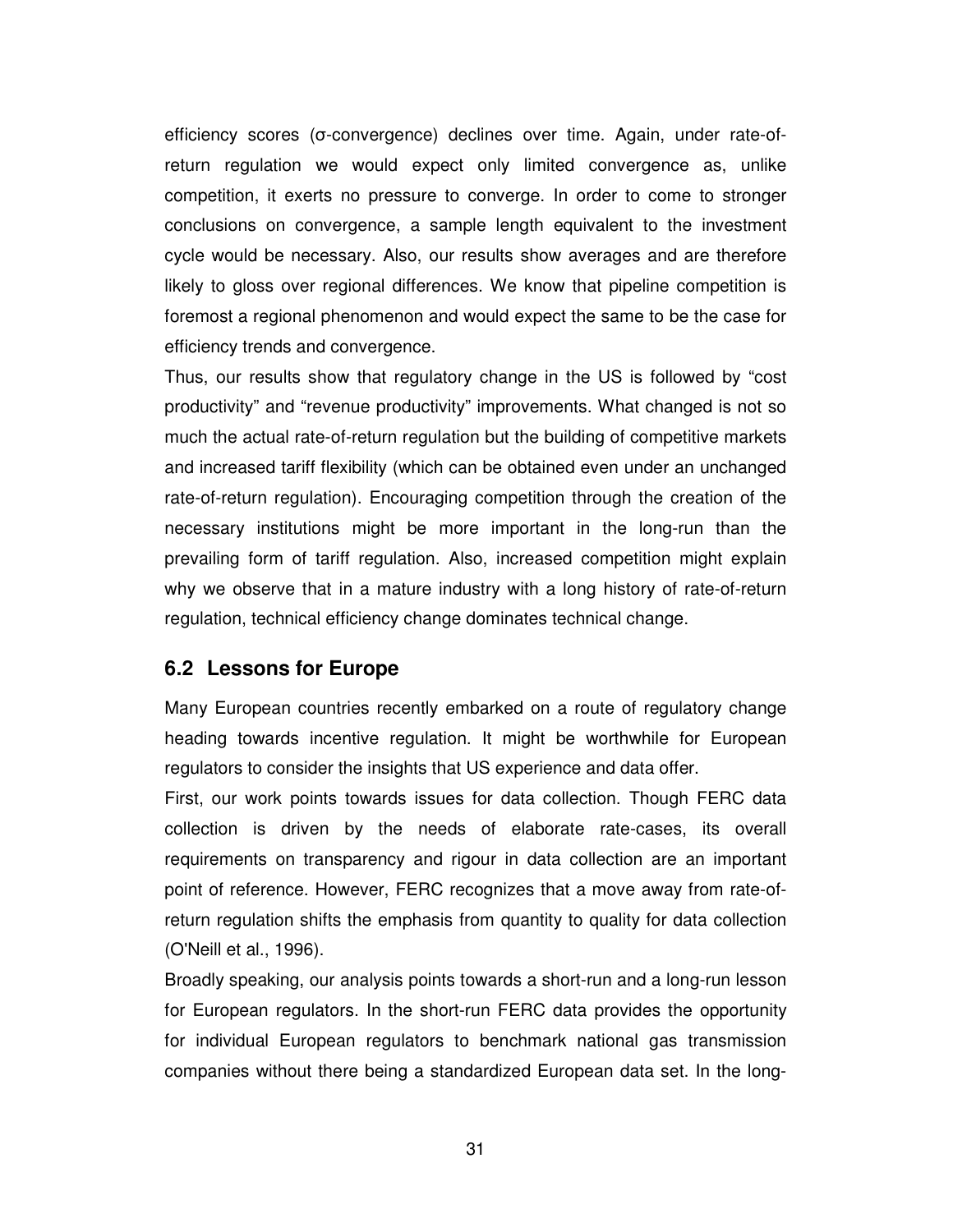efficiency scores (σ-convergence) declines over time. Again, under rate-of-return regulation we would expect only limited convergence as, unlike competition, it exerts no pressure to converge. In order to come to stronger conclusions on convergence, a sample length equivalent to the investment cycle would be necessary. Also, our results show averages and are therefore likely to gloss over regional differences. We know that pipeline competition is foremost a regional phenomenon and would expect the same to be the case for efficiency trends and convergence.

Thus, our results show that regulatory change in the US is followed by "cost productivity" and "revenue productivity" improvements. What changed is not so much the actual rate-of-return regulation but the building of competitive markets and increased tariff flexibility (which can be obtained even under an unchanged rate-of-return regulation). Encouraging competition through the creation of the necessary institutions might be more important in the long-run than the prevailing form of tariff regulation. Also, increased competition might explain why we observe that in a mature industry with a long history of rate-of-return regulation, technical efficiency change dominates technical change.

## 6.2 Lessons for Europe

Many European countries recently embarked on a route of regulatory change heading towards incentive regulation. It might be worthwhile for European regulators to consider the insights that US experience and data offer.

First, our work points towards issues for data collection. Though FERC data collection is driven by the needs of elaborate rate-cases, its overall requirements on transparency and rigour in data collection are an important point of reference. However, FERC recognizes that a move away from rate-of-return regulation shifts the emphasis from quantity to quality for data collection (O'Neill et al., 1996).

Broadly speaking, our analysis points towards a short-run and a long-run lesson for European regulators. In the short-run FERC data provides the opportunity for individual European regulators to benchmark national gas transmission companies without there being a standardized European data set. In the long-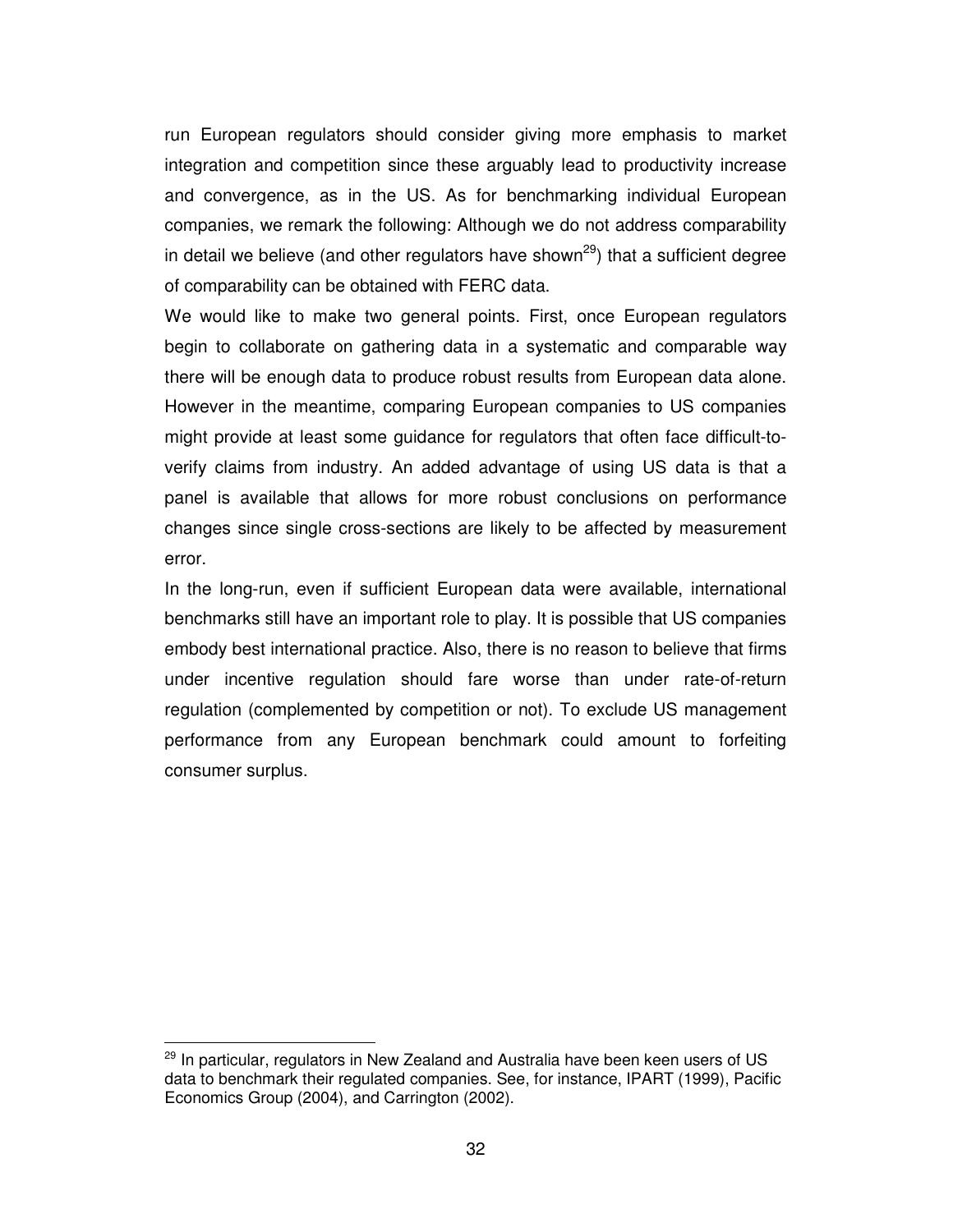run European regulators should consider giving more emphasis to market integration and competition since these arguably lead to productivity increase and convergence, as in the US. As for benchmarking individual European companies, we remark the following: Although we do not address comparability in detail we believe (and other regulators have shown[29]) that a sufficient degree of comparability can be obtained with FERC data.

We would like to make two general points. First, once European regulators begin to collaborate on gathering data in a systematic and comparable way there will be enough data to produce robust results from European data alone. However in the meantime, comparing European companies to US companies might provide at least some guidance for regulators that often face difficult-to-verify claims from industry. An added advantage of using US data is that a panel is available that allows for more robust conclusions on performance changes since single cross-sections are likely to be affected by measurement error.

In the long-run, even if sufficient European data were available, international benchmarks still have an important role to play. It is possible that US companies embody best international practice. Also, there is no reason to believe that firms under incentive regulation should fare worse than under rate-of-return regulation (complemented by competition or not). To exclude US management performance from any European benchmark could amount to forfeiting consumer surplus.

---

[29] In particular, regulators in New Zealand and Australia have been keen users of US data to benchmark their regulated companies. See, for instance, IPART (1999), Pacific Economics Group (2004), and Carrington (2002).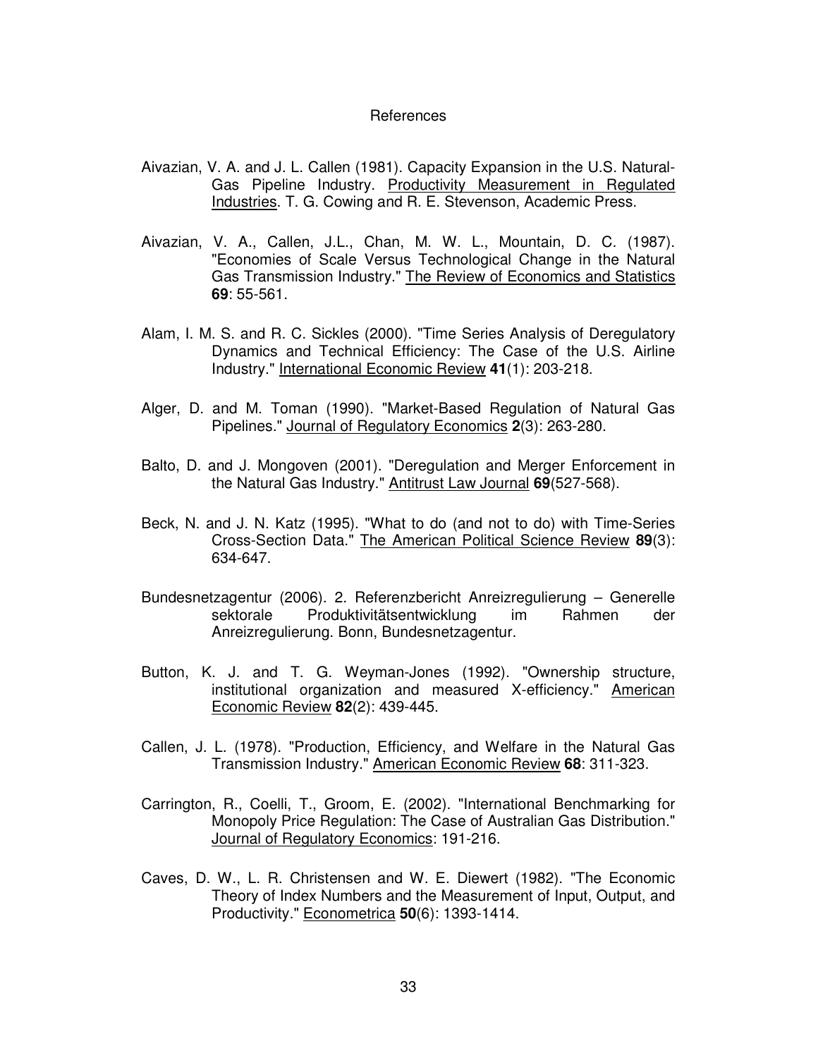# References

Aivazian, V. A. and J. L. Callen (1981). Capacity Expansion in the U.S. Natural-Gas Pipeline Industry. Productivity Measurement in Regulated Industries. T. G. Cowing and R. E. Stevenson, Academic Press.

Aivazian, V. A., Callen, J.L., Chan, M. W. L., Mountain, D. C. (1987). "Economies of Scale Versus Technological Change in the Natural Gas Transmission Industry." The Review of Economics and Statistics **69**: 55-561.

Alam, I. M. S. and R. C. Sickles (2000). "Time Series Analysis of Deregulatory Dynamics and Technical Efficiency: The Case of the U.S. Airline Industry." International Economic Review **41**(1): 203-218.

Alger, D. and M. Toman (1990). "Market-Based Regulation of Natural Gas Pipelines." Journal of Regulatory Economics **2**(3): 263-280.

Balto, D. and J. Mongoven (2001). "Deregulation and Merger Enforcement in the Natural Gas Industry." Antitrust Law Journal **69**(527-568).

Beck, N. and J. N. Katz (1995). "What to do (and not to do) with Time-Series Cross-Section Data." The American Political Science Review **89**(3): 634-647.

Bundesnetzagentur (2006). 2. Referenzbericht Anreizregulierung – Generelle sektorale Produktivitätsentwicklung im Rahmen der Anreizregulierung. Bonn, Bundesnetzagentur.

Button, K. J. and T. G. Weyman-Jones (1992). "Ownership structure, institutional organization and measured X-efficiency." American Economic Review **82**(2): 439-445.

Callen, J. L. (1978). "Production, Efficiency, and Welfare in the Natural Gas Transmission Industry." American Economic Review **68**: 311-323.

Carrington, R., Coelli, T., Groom, E. (2002). "International Benchmarking for Monopoly Price Regulation: The Case of Australian Gas Distribution." Journal of Regulatory Economics: 191-216.

Caves, D. W., L. R. Christensen and W. E. Diewert (1982). "The Economic Theory of Index Numbers and the Measurement of Input, Output, and Productivity." Econometrica **50**(6): 1393-1414.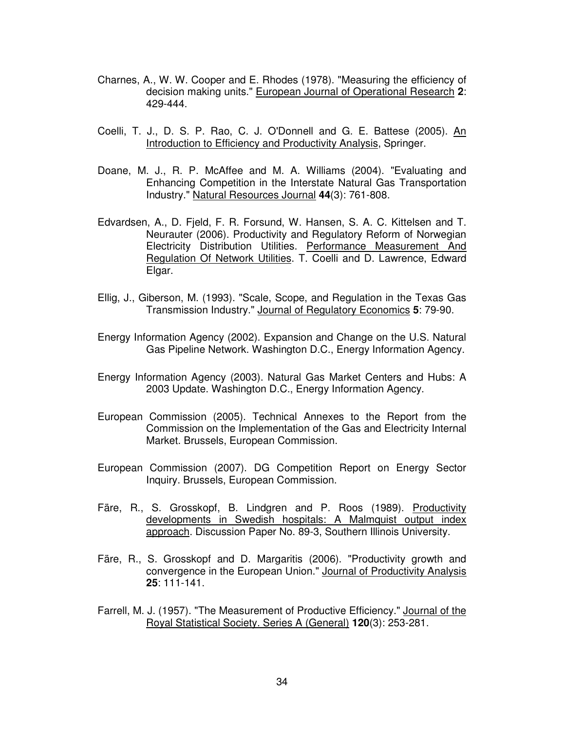Charnes, A., W. W. Cooper and E. Rhodes (1978). "Measuring the efficiency of decision making units." European Journal of Operational Research **2**: 429-444.

Coelli, T. J., D. S. P. Rao, C. J. O'Donnell and G. E. Battese (2005). An Introduction to Efficiency and Productivity Analysis, Springer.

Doane, M. J., R. P. McAffee and M. A. Williams (2004). "Evaluating and Enhancing Competition in the Interstate Natural Gas Transportation Industry." Natural Resources Journal **44**(3): 761-808.

Edvardsen, A., D. Fjeld, F. R. Forsund, W. Hansen, S. A. C. Kittelsen and T. Neurauter (2006). Productivity and Regulatory Reform of Norwegian Electricity Distribution Utilities. Performance Measurement And Regulation Of Network Utilities. T. Coelli and D. Lawrence, Edward Elgar.

Ellig, J., Giberson, M. (1993). "Scale, Scope, and Regulation in the Texas Gas Transmission Industry." Journal of Regulatory Economics **5**: 79-90.

Energy Information Agency (2002). Expansion and Change on the U.S. Natural Gas Pipeline Network. Washington D.C., Energy Information Agency.

Energy Information Agency (2003). Natural Gas Market Centers and Hubs: A 2003 Update. Washington D.C., Energy Information Agency.

European Commission (2005). Technical Annexes to the Report from the Commission on the Implementation of the Gas and Electricity Internal Market. Brussels, European Commission.

European Commission (2007). DG Competition Report on Energy Sector Inquiry. Brussels, European Commission.

Färe, R., S. Grosskopf, B. Lindgren and P. Roos (1989). Productivity developments in Swedish hospitals: A Malmquist output index approach. Discussion Paper No. 89-3, Southern Illinois University.

Färe, R., S. Grosskopf and D. Margaritis (2006). "Productivity growth and convergence in the European Union." Journal of Productivity Analysis **25**: 111-141.

Farrell, M. J. (1957). "The Measurement of Productive Efficiency." Journal of the Royal Statistical Society. Series A (General) **120**(3): 253-281.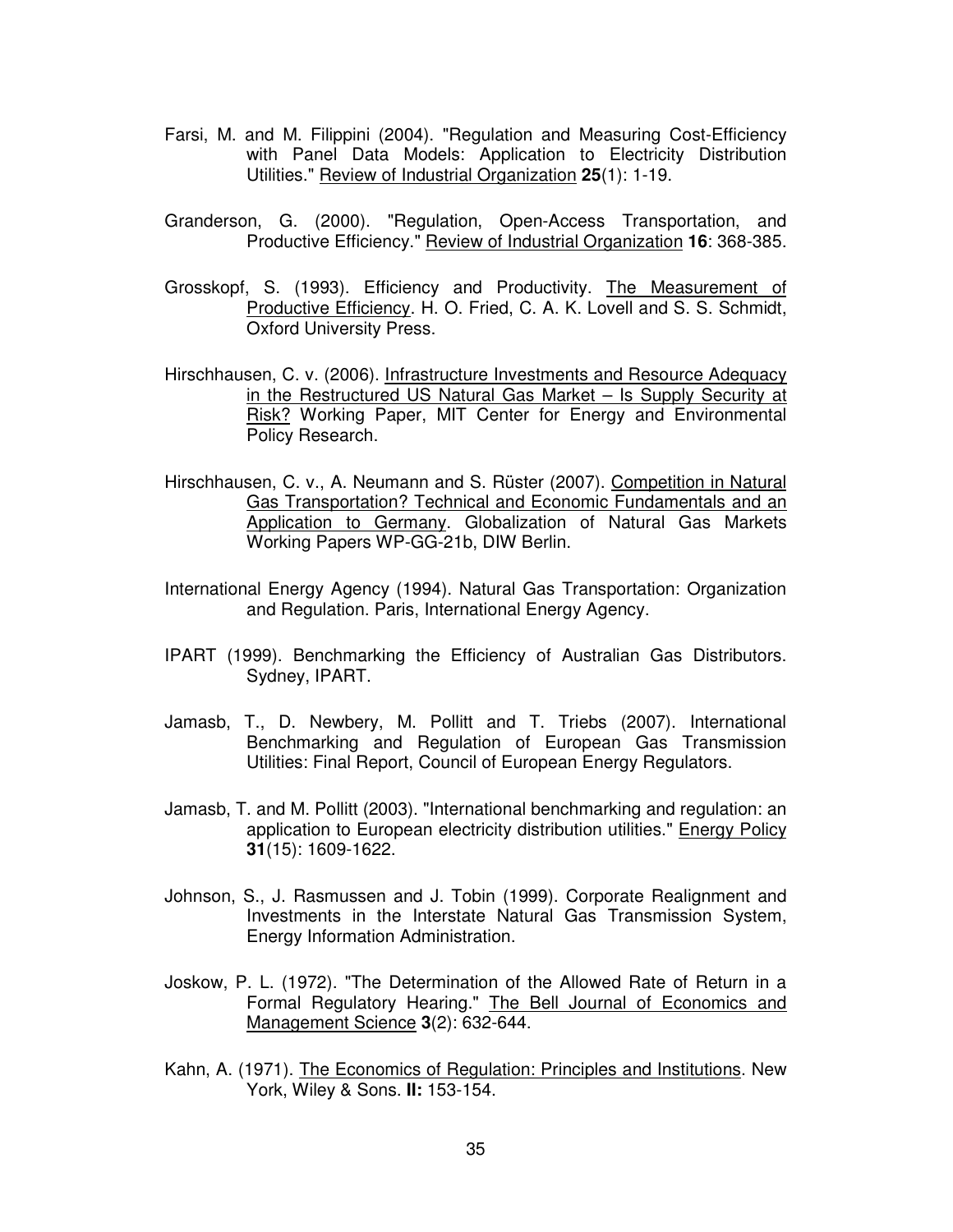Farsi, M. and M. Filippini (2004). "Regulation and Measuring Cost-Efficiency with Panel Data Models: Application to Electricity Distribution Utilities." Review of Industrial Organization **25**(1): 1-19.

Granderson, G. (2000). "Regulation, Open-Access Transportation, and Productive Efficiency." Review of Industrial Organization **16**: 368-385.

Grosskopf, S. (1993). Efficiency and Productivity. The Measurement of Productive Efficiency. H. O. Fried, C. A. K. Lovell and S. S. Schmidt, Oxford University Press.

Hirschhausen, C. v. (2006). Infrastructure Investments and Resource Adequacy in the Restructured US Natural Gas Market – Is Supply Security at Risk? Working Paper, MIT Center for Energy and Environmental Policy Research.

Hirschhausen, C. v., A. Neumann and S. Rüster (2007). Competition in Natural Gas Transportation? Technical and Economic Fundamentals and an Application to Germany. Globalization of Natural Gas Markets Working Papers WP-GG-21b, DIW Berlin.

International Energy Agency (1994). Natural Gas Transportation: Organization and Regulation. Paris, International Energy Agency.

IPART (1999). Benchmarking the Efficiency of Australian Gas Distributors. Sydney, IPART.

Jamasb, T., D. Newbery, M. Pollitt and T. Triebs (2007). International Benchmarking and Regulation of European Gas Transmission Utilities: Final Report, Council of European Energy Regulators.

Jamasb, T. and M. Pollitt (2003). "International benchmarking and regulation: an application to European electricity distribution utilities." Energy Policy **31**(15): 1609-1622.

Johnson, S., J. Rasmussen and J. Tobin (1999). Corporate Realignment and Investments in the Interstate Natural Gas Transmission System, Energy Information Administration.

Joskow, P. L. (1972). "The Determination of the Allowed Rate of Return in a Formal Regulatory Hearing." The Bell Journal of Economics and Management Science **3**(2): 632-644.

Kahn, A. (1971). The Economics of Regulation: Principles and Institutions. New York, Wiley & Sons. **II:** 153-154.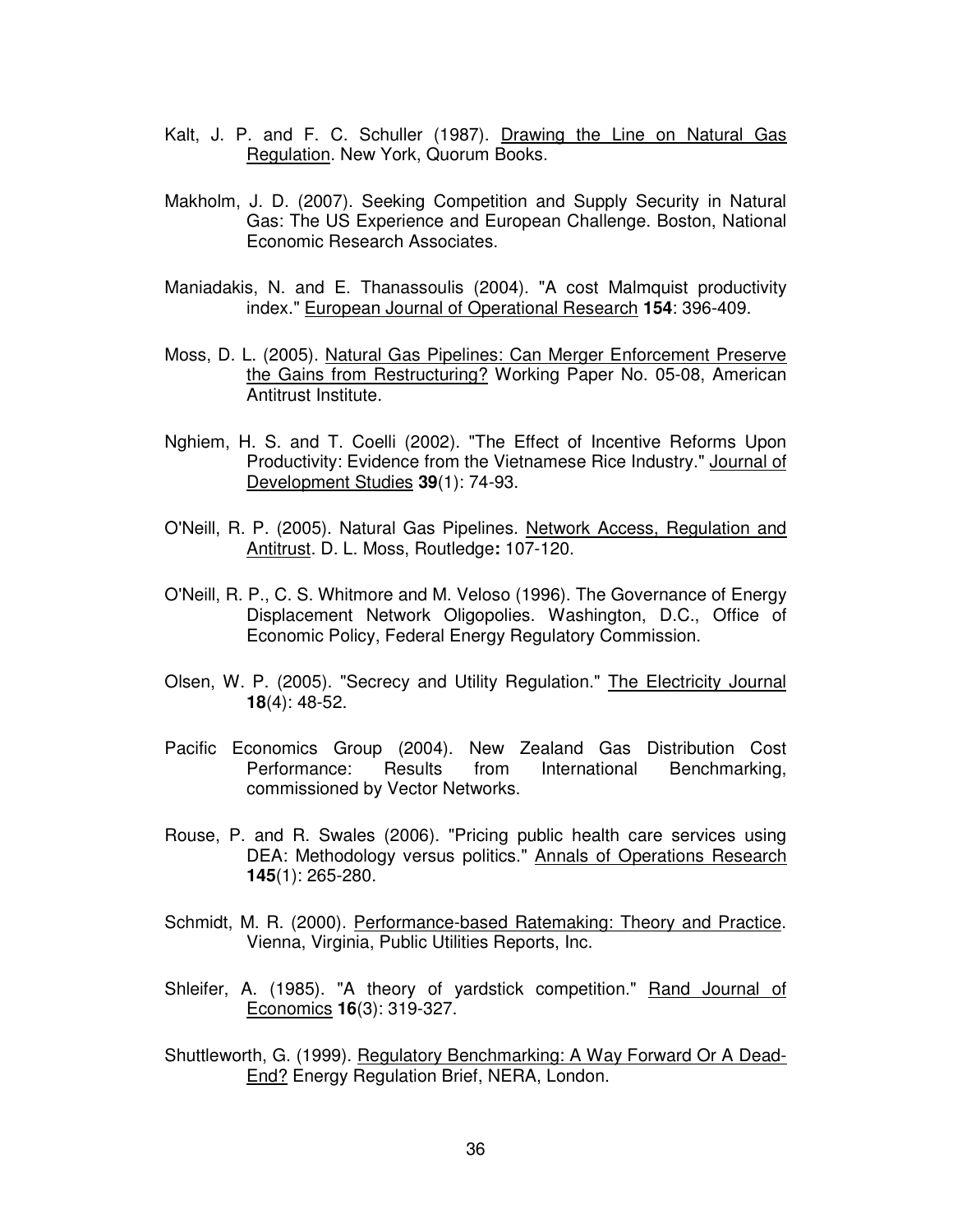Kalt, J. P. and F. C. Schuller (1987). Drawing the Line on Natural Gas Regulation. New York, Quorum Books.

Makholm, J. D. (2007). Seeking Competition and Supply Security in Natural Gas: The US Experience and European Challenge. Boston, National Economic Research Associates.

Maniadakis, N. and E. Thanassoulis (2004). "A cost Malmquist productivity index." European Journal of Operational Research **154**: 396-409.

Moss, D. L. (2005). Natural Gas Pipelines: Can Merger Enforcement Preserve the Gains from Restructuring? Working Paper No. 05-08, American Antitrust Institute.

Nghiem, H. S. and T. Coelli (2002). "The Effect of Incentive Reforms Upon Productivity: Evidence from the Vietnamese Rice Industry." Journal of Development Studies **39**(1): 74-93.

O'Neill, R. P. (2005). Natural Gas Pipelines. Network Access, Regulation and Antitrust. D. L. Moss, Routledge**:** 107-120.

O'Neill, R. P., C. S. Whitmore and M. Veloso (1996). The Governance of Energy Displacement Network Oligopolies. Washington, D.C., Office of Economic Policy, Federal Energy Regulatory Commission.

Olsen, W. P. (2005). "Secrecy and Utility Regulation." The Electricity Journal **18**(4): 48-52.

Pacific Economics Group (2004). New Zealand Gas Distribution Cost Performance: Results from International Benchmarking, commissioned by Vector Networks.

Rouse, P. and R. Swales (2006). "Pricing public health care services using DEA: Methodology versus politics." Annals of Operations Research **145**(1): 265-280.

Schmidt, M. R. (2000). Performance-based Ratemaking: Theory and Practice. Vienna, Virginia, Public Utilities Reports, Inc.

Shleifer, A. (1985). "A theory of yardstick competition." Rand Journal of Economics **16**(3): 319-327.

Shuttleworth, G. (1999). Regulatory Benchmarking: A Way Forward Or A Dead-End? Energy Regulation Brief, NERA, London.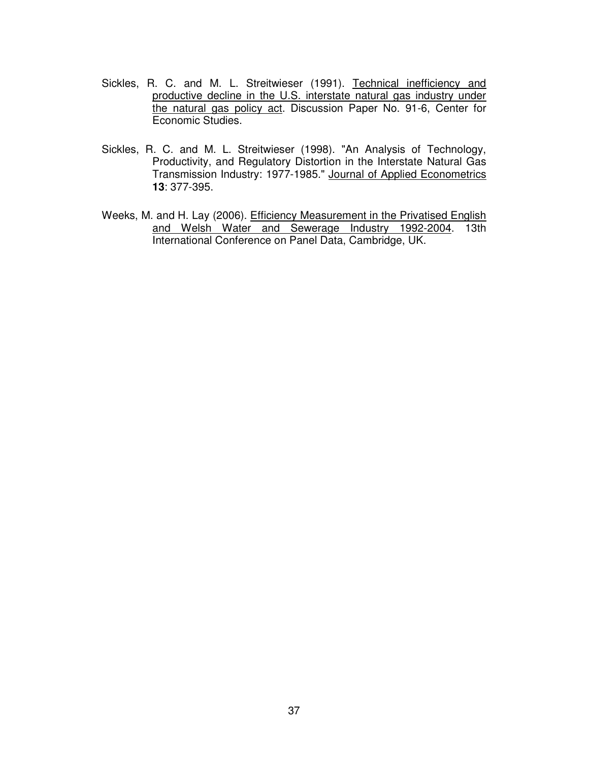Sickles, R. C. and M. L. Streitwieser (1991). Technical inefficiency and productive decline in the U.S. interstate natural gas industry under the natural gas policy act. Discussion Paper No. 91-6, Center for Economic Studies.

Sickles, R. C. and M. L. Streitwieser (1998). "An Analysis of Technology, Productivity, and Regulatory Distortion in the Interstate Natural Gas Transmission Industry: 1977-1985." Journal of Applied Econometrics **13**: 377-395.

Weeks, M. and H. Lay (2006). Efficiency Measurement in the Privatised English and Welsh Water and Sewerage Industry 1992-2004. 13th International Conference on Panel Data, Cambridge, UK.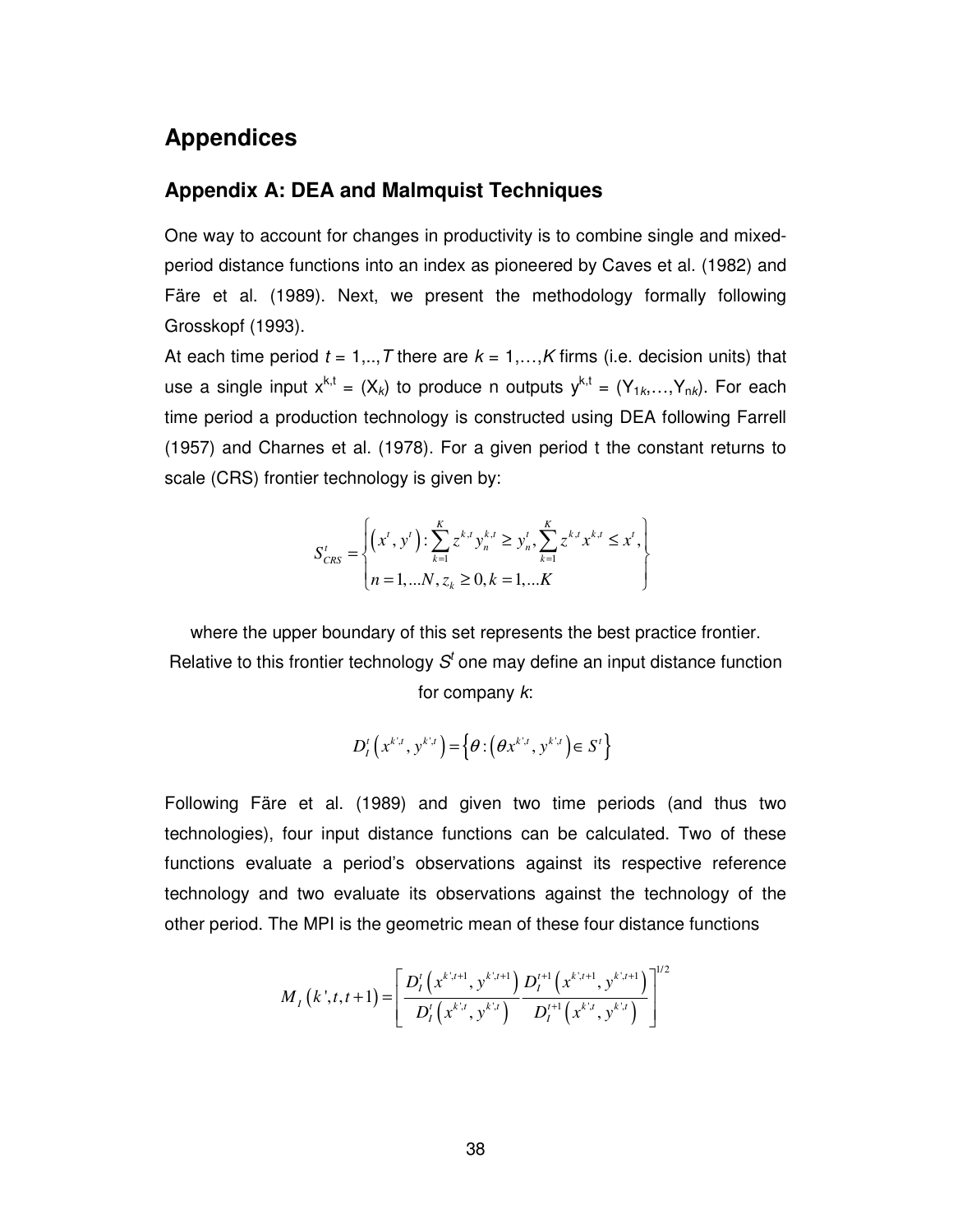# Appendices

## Appendix A: DEA and Malmquist Techniques

One way to account for changes in productivity is to combine single and mixed-period distance functions into an index as pioneered by Caves et al. (1982) and Färe et al. (1989). Next, we present the methodology formally following Grosskopf (1993).

At each time period $t = 1,..,T$ there are $k = 1,\ldots,K$ firms (i.e. decision units) that use a single input $x^{k,t} = (X_k)$ to produce n outputs $y^{k,t} = (Y_{1k},\ldots,Y_{nk})$. For each time period a production technology is constructed using DEA following Farrell (1957) and Charnes et al. (1978). For a given period t the constant returns to scale (CRS) frontier technology is given by:

$$S_{CRS}^{t} = \left\{ \begin{aligned} &\left(x^{t}, y^{t}\right) : \sum_{k=1}^{K} z^{k,t} y_{n}^{k,t} \geq y_{n}^{t}, \sum_{k=1}^{K} z^{k,t} x^{k,t} \leq x^{t}, \\ &n = 1,\ldots N, z_{k} \geq 0, k = 1,\ldots K \end{aligned} \right\}$$

where the upper boundary of this set represents the best practice frontier. Relative to this frontier technology $S^t$ one may define an input distance function for company $k$:

$$D_{I}^{t}\left(x^{k',t}, y^{k',t}\right) = \left\{\theta : \left(\theta x^{k',t}, y^{k',t}\right) \in S^{t}\right\}$$

Following Färe et al. (1989) and given two time periods (and thus two technologies), four input distance functions can be calculated. Two of these functions evaluate a period's observations against its respective reference technology and two evaluate its observations against the technology of the other period. The MPI is the geometric mean of these four distance functions

$$M_{I}\left(k', t, t+1\right) = \left[ \frac{D_{I}^{t}\left(x^{k',t+1}, y^{k',t+1}\right)}{D_{I}^{t}\left(x^{k',t}, y^{k',t}\right)} \frac{D_{I}^{t+1}\left(x^{k',t+1}, y^{k',t+1}\right)}{D_{I}^{t+1}\left(x^{k',t}, y^{k',t}\right)} \right]^{1/2}$$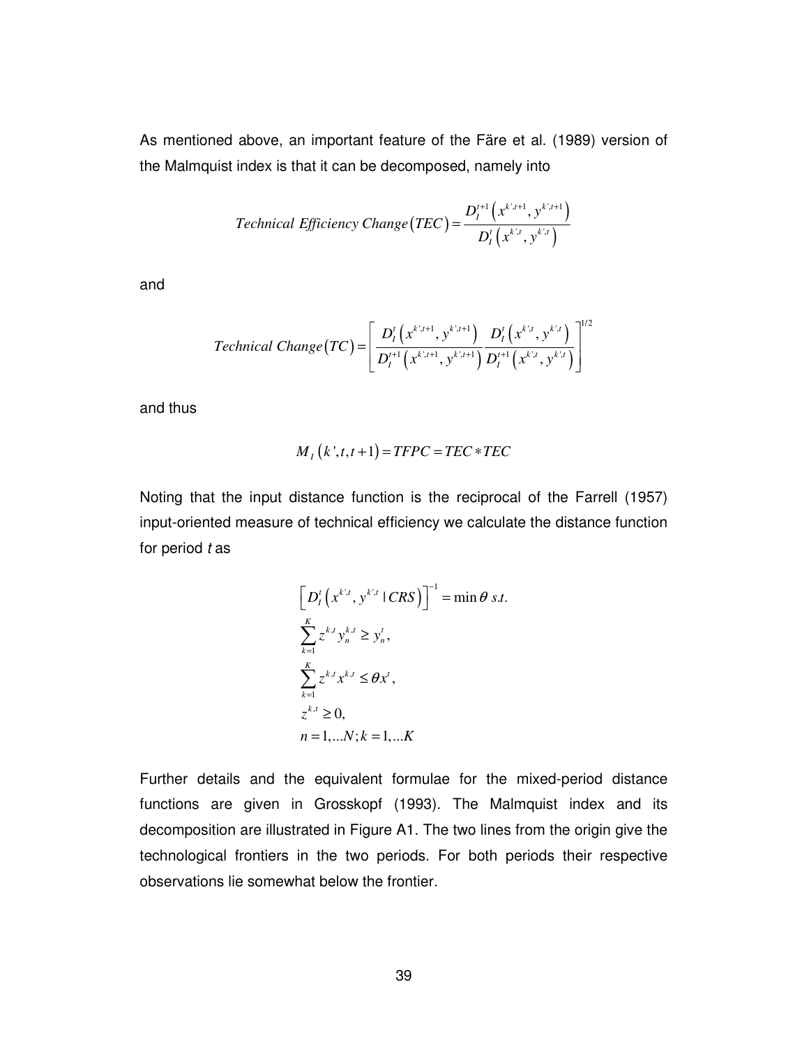As mentioned above, an important feature of the Färe et al. (1989) version of the Malmquist index is that it can be decomposed, namely into

$$Technical\ Efficiency\ Change\left(TEC\right)=\frac{D_I^{t+1}\left(x^{k',t+1},y^{k',t+1}\right)}{D_I^{t}\left(x^{k',t},y^{k',t}\right)}$$

and

$$Technical\ Change\left(TC\right)=\left[\frac{D_I^{t}\left(x^{k',t+1},y^{k',t+1}\right)}{D_I^{t+1}\left(x^{k',t+1},y^{k',t+1}\right)}\frac{D_I^{t}\left(x^{k',t},y^{k',t}\right)}{D_I^{t+1}\left(x^{k',t},y^{k',t}\right)}\right]^{1/2}$$

and thus

$$M_I\left(k',t,t+1\right)=TFPC=TEC*TEC$$

Noting that the input distance function is the reciprocal of the Farrell (1957) input-oriented measure of technical efficiency we calculate the distance function for period *t* as

$$\begin{aligned}
&\left[D_I^{t}\left(x^{k',t},y^{k',t}\mid CRS\right)\right]^{-1}=\min\theta\ s.t.\\
&\sum_{k=1}^{K}z^{k,t}y_n^{k,t}\geq y_n^{t},\\
&\sum_{k=1}^{K}z^{k,t}x^{k,t}\leq\theta x^{t},\\
&z^{k,t}\geq0,\\
&n=1,...N;k=1,...K
\end{aligned}$$

Further details and the equivalent formulae for the mixed-period distance functions are given in Grosskopf (1993). The Malmquist index and its decomposition are illustrated in Figure A1. The two lines from the origin give the technological frontiers in the two periods. For both periods their respective observations lie somewhat below the frontier.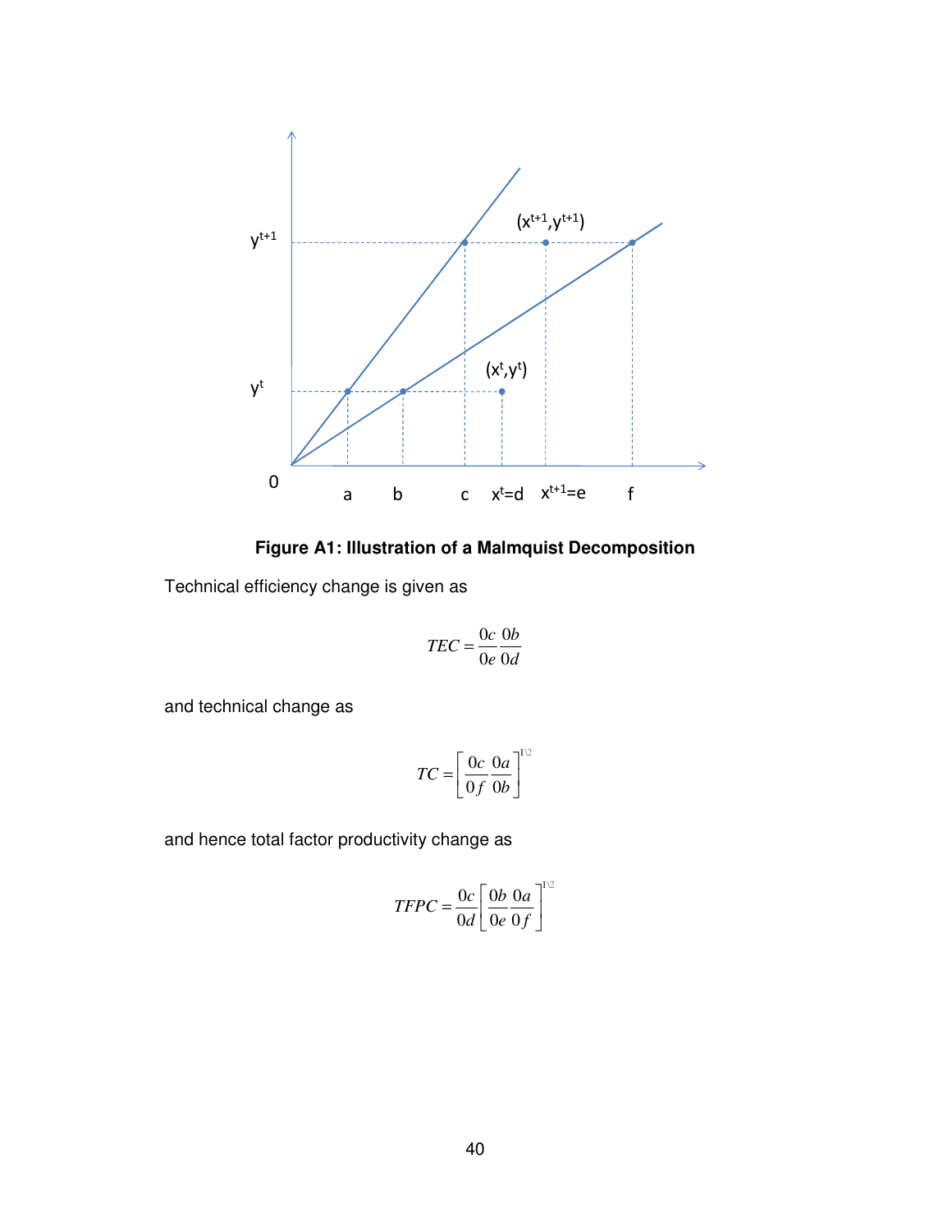**Figure A1: Illustration of a Malmquist Decomposition**

Technical efficiency change is given as

$$TEC = \frac{0c}{0e}\frac{0b}{0d}$$

and technical change as

$$TC = \left[\frac{0c}{0f}\frac{0a}{0b}\right]^{1\backslash 2}$$

and hence total factor productivity change as

$$TFPC = \frac{0c}{0d}\left[\frac{0b}{0e}\frac{0a}{0f}\right]^{1\backslash 2}$$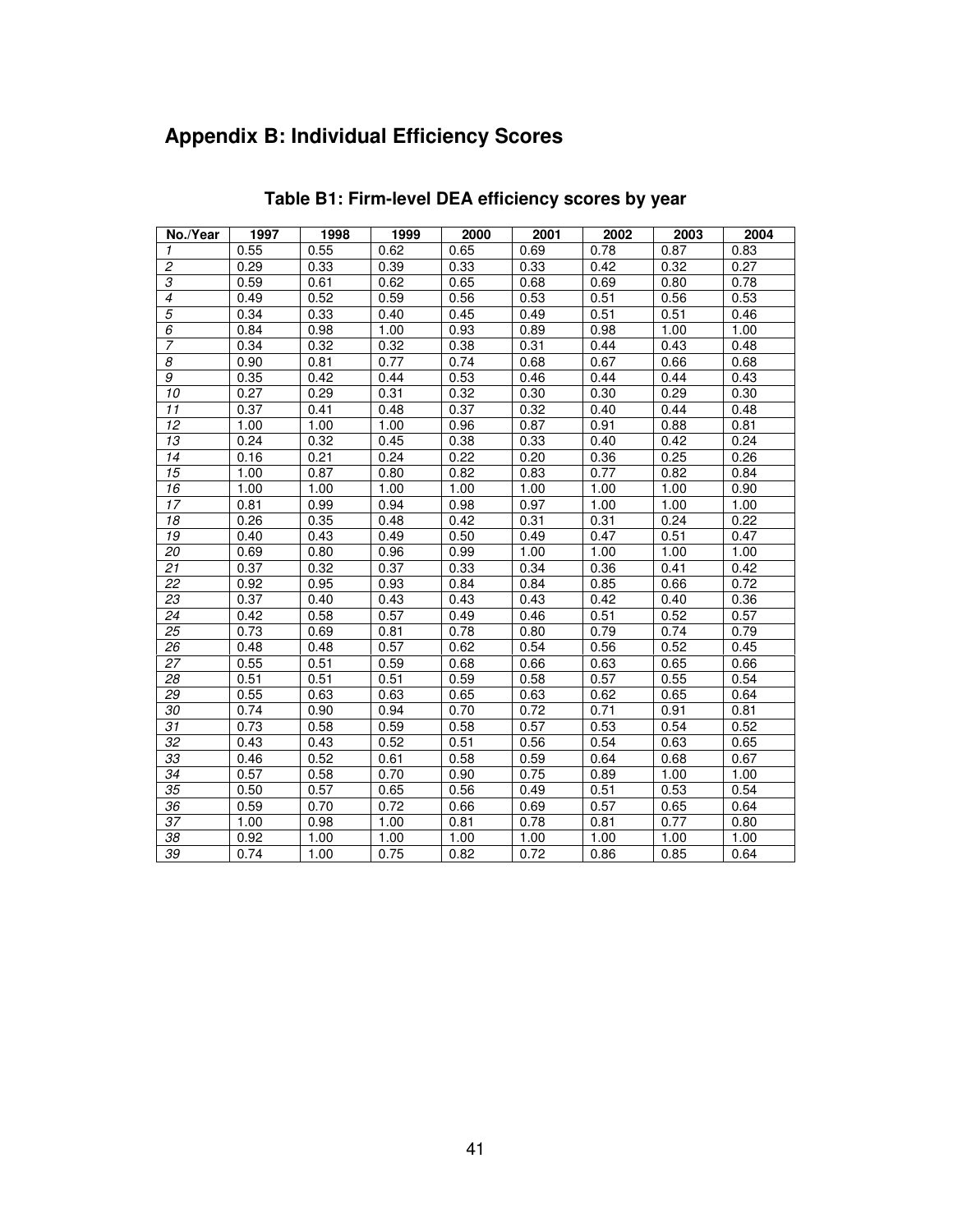# Appendix B: Individual Efficiency Scores

**Table B1: Firm-level DEA efficiency scores by year**

| No./Year | 1997 | 1998 | 1999 | 2000 | 2001 | 2002 | 2003 | 2004 |
|---|---|---|---|---|---|---|---|---|
| *1* | 0.55 | 0.55 | 0.62 | 0.65 | 0.69 | 0.78 | 0.87 | 0.83 |
| *2* | 0.29 | 0.33 | 0.39 | 0.33 | 0.33 | 0.42 | 0.32 | 0.27 |
| *3* | 0.59 | 0.61 | 0.62 | 0.65 | 0.68 | 0.69 | 0.80 | 0.78 |
| *4* | 0.49 | 0.52 | 0.59 | 0.56 | 0.53 | 0.51 | 0.56 | 0.53 |
| *5* | 0.34 | 0.33 | 0.40 | 0.45 | 0.49 | 0.51 | 0.51 | 0.46 |
| *6* | 0.84 | 0.98 | 1.00 | 0.93 | 0.89 | 0.98 | 1.00 | 1.00 |
| *7* | 0.34 | 0.32 | 0.32 | 0.38 | 0.31 | 0.44 | 0.43 | 0.48 |
| *8* | 0.90 | 0.81 | 0.77 | 0.74 | 0.68 | 0.67 | 0.66 | 0.68 |
| *9* | 0.35 | 0.42 | 0.44 | 0.53 | 0.46 | 0.44 | 0.44 | 0.43 |
| *10* | 0.27 | 0.29 | 0.31 | 0.32 | 0.30 | 0.30 | 0.29 | 0.30 |
| *11* | 0.37 | 0.41 | 0.48 | 0.37 | 0.32 | 0.40 | 0.44 | 0.48 |
| *12* | 1.00 | 1.00 | 1.00 | 0.96 | 0.87 | 0.91 | 0.88 | 0.81 |
| *13* | 0.24 | 0.32 | 0.45 | 0.38 | 0.33 | 0.40 | 0.42 | 0.24 |
| *14* | 0.16 | 0.21 | 0.24 | 0.22 | 0.20 | 0.36 | 0.25 | 0.26 |
| *15* | 1.00 | 0.87 | 0.80 | 0.82 | 0.83 | 0.77 | 0.82 | 0.84 |
| *16* | 1.00 | 1.00 | 1.00 | 1.00 | 1.00 | 1.00 | 1.00 | 0.90 |
| *17* | 0.81 | 0.99 | 0.94 | 0.98 | 0.97 | 1.00 | 1.00 | 1.00 |
| *18* | 0.26 | 0.35 | 0.48 | 0.42 | 0.31 | 0.31 | 0.24 | 0.22 |
| *19* | 0.40 | 0.43 | 0.49 | 0.50 | 0.49 | 0.47 | 0.51 | 0.47 |
| *20* | 0.69 | 0.80 | 0.96 | 0.99 | 1.00 | 1.00 | 1.00 | 1.00 |
| *21* | 0.37 | 0.32 | 0.37 | 0.33 | 0.34 | 0.36 | 0.41 | 0.42 |
| *22* | 0.92 | 0.95 | 0.93 | 0.84 | 0.84 | 0.85 | 0.66 | 0.72 |
| *23* | 0.37 | 0.40 | 0.43 | 0.43 | 0.43 | 0.42 | 0.40 | 0.36 |
| *24* | 0.42 | 0.58 | 0.57 | 0.49 | 0.46 | 0.51 | 0.52 | 0.57 |
| *25* | 0.73 | 0.69 | 0.81 | 0.78 | 0.80 | 0.79 | 0.74 | 0.79 |
| *26* | 0.48 | 0.48 | 0.57 | 0.62 | 0.54 | 0.56 | 0.52 | 0.45 |
| *27* | 0.55 | 0.51 | 0.59 | 0.68 | 0.66 | 0.63 | 0.65 | 0.66 |
| *28* | 0.51 | 0.51 | 0.51 | 0.59 | 0.58 | 0.57 | 0.55 | 0.54 |
| *29* | 0.55 | 0.63 | 0.63 | 0.65 | 0.63 | 0.62 | 0.65 | 0.64 |
| *30* | 0.74 | 0.90 | 0.94 | 0.70 | 0.72 | 0.71 | 0.91 | 0.81 |
| *31* | 0.73 | 0.58 | 0.59 | 0.58 | 0.57 | 0.53 | 0.54 | 0.52 |
| *32* | 0.43 | 0.43 | 0.52 | 0.51 | 0.56 | 0.54 | 0.63 | 0.65 |
| *33* | 0.46 | 0.52 | 0.61 | 0.58 | 0.59 | 0.64 | 0.68 | 0.67 |
| *34* | 0.57 | 0.58 | 0.70 | 0.90 | 0.75 | 0.89 | 1.00 | 1.00 |
| *35* | 0.50 | 0.57 | 0.65 | 0.56 | 0.49 | 0.51 | 0.53 | 0.54 |
| *36* | 0.59 | 0.70 | 0.72 | 0.66 | 0.69 | 0.57 | 0.65 | 0.64 |
| *37* | 1.00 | 0.98 | 1.00 | 0.81 | 0.78 | 0.81 | 0.77 | 0.80 |
| *38* | 0.92 | 1.00 | 1.00 | 1.00 | 1.00 | 1.00 | 1.00 | 1.00 |
| *39* | 0.74 | 1.00 | 0.75 | 0.82 | 0.72 | 0.86 | 0.85 | 0.64 |